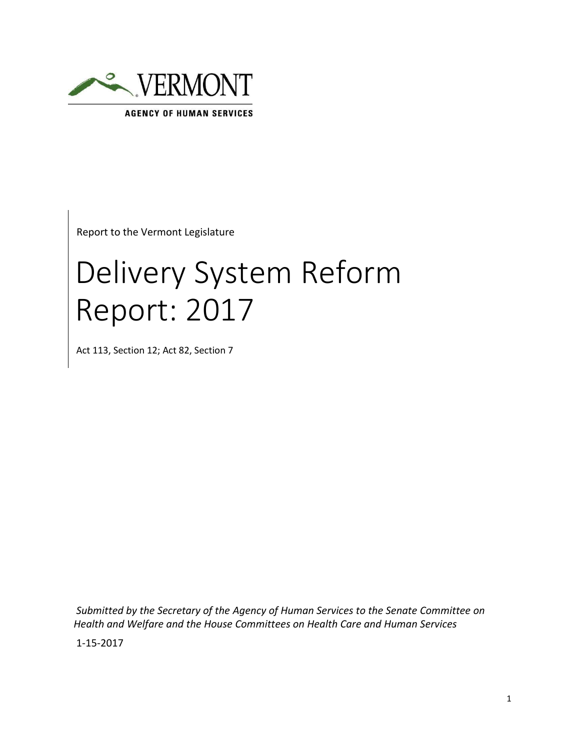VERMONT

AGENCY OF HUMAN SERVICES

Report to the Vermont Legislature

# Delivery System Reform Report: 2017

Act 113, Section 12; Act 82, Section 7

*Submitted by the Secretary of the Agency of Human Services to the Senate Committee on Health and Welfare and the House Committees on Health Care and Human Services*

1-15-2017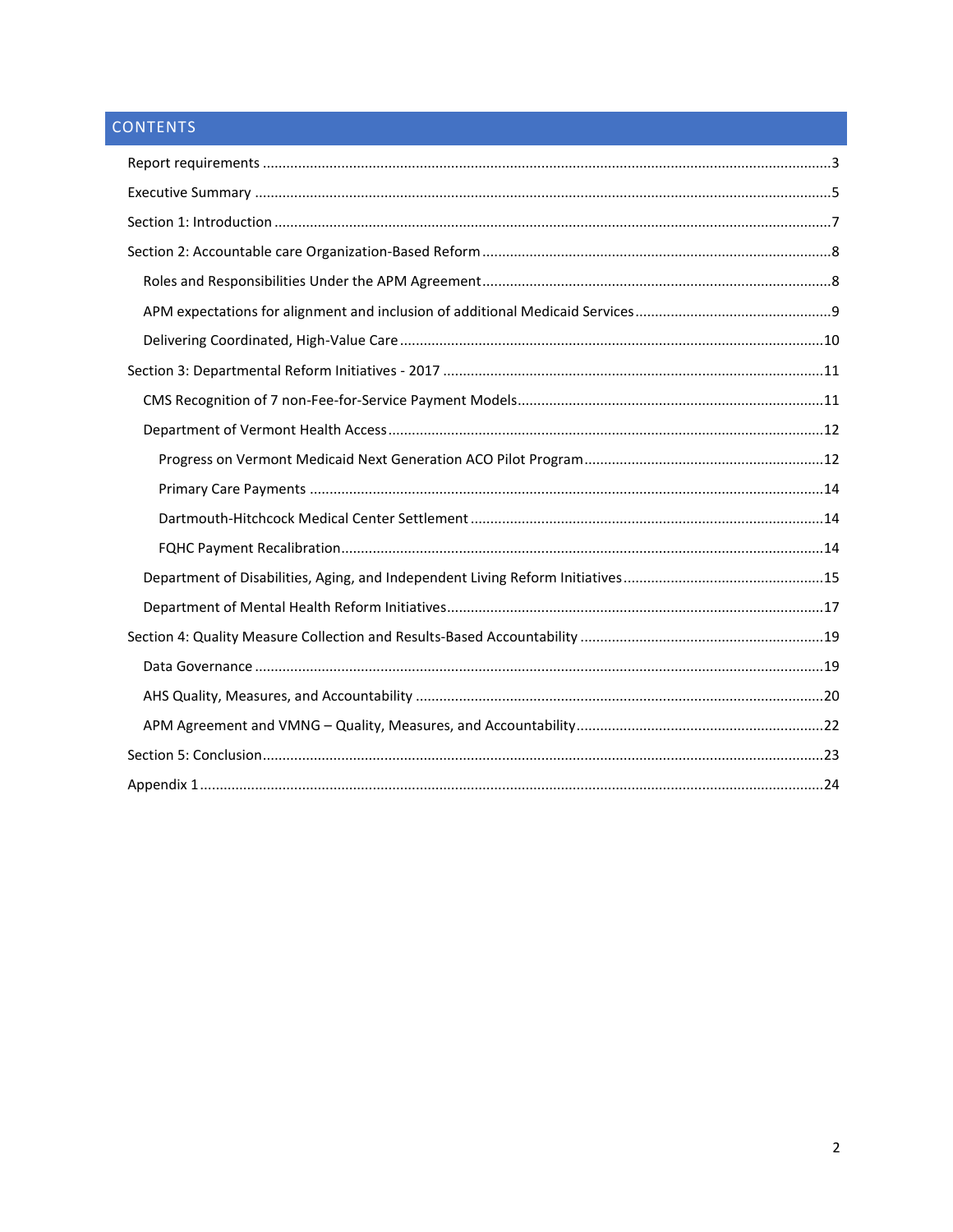# CONTENTS

- Report requirements ..... 3
- Executive Summary ..... 5
- Section 1: Introduction ..... 7
- Section 2: Accountable care Organization-Based Reform ..... 8
  - Roles and Responsibilities Under the APM Agreement ..... 8
  - APM expectations for alignment and inclusion of additional Medicaid Services ..... 9
  - Delivering Coordinated, High-Value Care ..... 10
- Section 3: Departmental Reform Initiatives - 2017 ..... 11
  - CMS Recognition of 7 non-Fee-for-Service Payment Models ..... 11
  - Department of Vermont Health Access ..... 12
    - Progress on Vermont Medicaid Next Generation ACO Pilot Program ..... 12
    - Primary Care Payments ..... 14
    - Dartmouth-Hitchcock Medical Center Settlement ..... 14
    - FQHC Payment Recalibration ..... 14
  - Department of Disabilities, Aging, and Independent Living Reform Initiatives ..... 15
  - Department of Mental Health Reform Initiatives ..... 17
- Section 4: Quality Measure Collection and Results-Based Accountability ..... 19
  - Data Governance ..... 19
  - AHS Quality, Measures, and Accountability ..... 20
  - APM Agreement and VMNG – Quality, Measures, and Accountability ..... 22
- Section 5: Conclusion ..... 23
- Appendix 1 ..... 24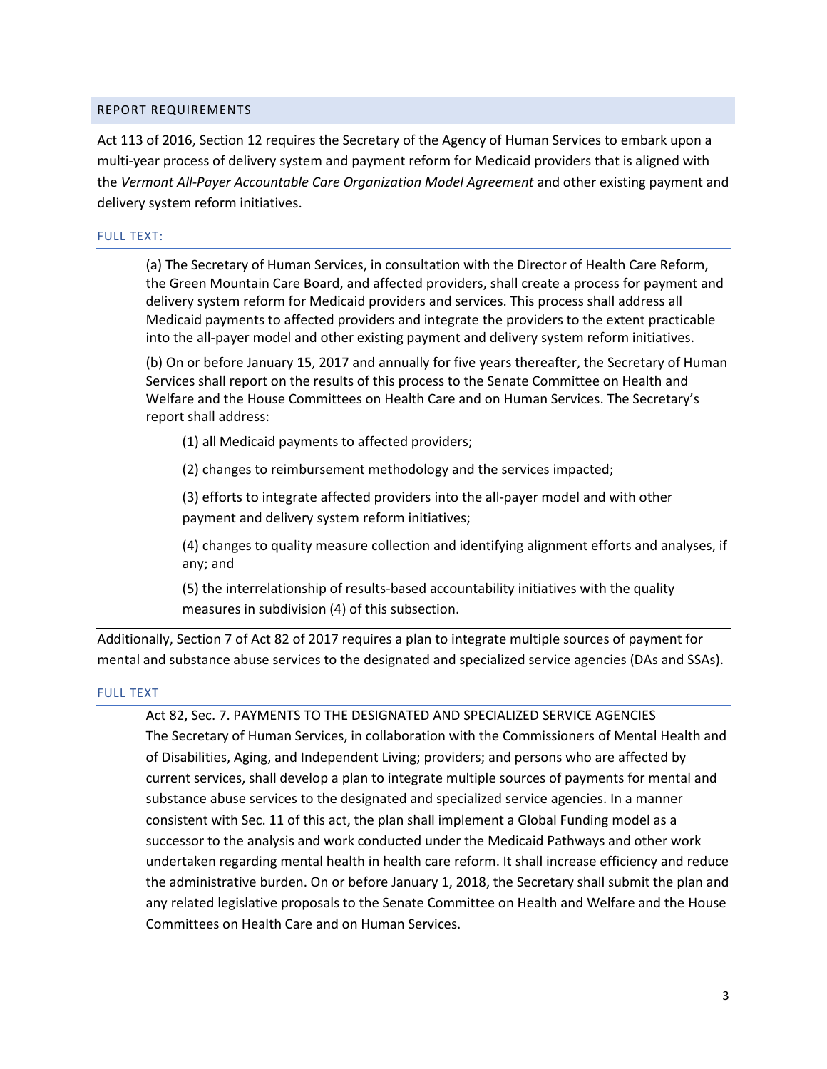## REPORT REQUIREMENTS

Act 113 of 2016, Section 12 requires the Secretary of the Agency of Human Services to embark upon a multi-year process of delivery system and payment reform for Medicaid providers that is aligned with the *Vermont All-Payer Accountable Care Organization Model Agreement* and other existing payment and delivery system reform initiatives.

### FULL TEXT:

> (a) The Secretary of Human Services, in consultation with the Director of Health Care Reform, the Green Mountain Care Board, and affected providers, shall create a process for payment and delivery system reform for Medicaid providers and services. This process shall address all Medicaid payments to affected providers and integrate the providers to the extent practicable into the all-payer model and other existing payment and delivery system reform initiatives.
>
> (b) On or before January 15, 2017 and annually for five years thereafter, the Secretary of Human Services shall report on the results of this process to the Senate Committee on Health and Welfare and the House Committees on Health Care and on Human Services. The Secretary's report shall address:
>
> (1) all Medicaid payments to affected providers;
>
> (2) changes to reimbursement methodology and the services impacted;
>
> (3) efforts to integrate affected providers into the all-payer model and with other payment and delivery system reform initiatives;
>
> (4) changes to quality measure collection and identifying alignment efforts and analyses, if any; and
>
> (5) the interrelationship of results-based accountability initiatives with the quality measures in subdivision (4) of this subsection.

Additionally, Section 7 of Act 82 of 2017 requires a plan to integrate multiple sources of payment for mental and substance abuse services to the designated and specialized service agencies (DAs and SSAs).

### FULL TEXT

> Act 82, Sec. 7. PAYMENTS TO THE DESIGNATED AND SPECIALIZED SERVICE AGENCIES
> The Secretary of Human Services, in collaboration with the Commissioners of Mental Health and of Disabilities, Aging, and Independent Living; providers; and persons who are affected by current services, shall develop a plan to integrate multiple sources of payments for mental and substance abuse services to the designated and specialized service agencies. In a manner consistent with Sec. 11 of this act, the plan shall implement a Global Funding model as a successor to the analysis and work conducted under the Medicaid Pathways and other work undertaken regarding mental health in health care reform. It shall increase efficiency and reduce the administrative burden. On or before January 1, 2018, the Secretary shall submit the plan and any related legislative proposals to the Senate Committee on Health and Welfare and the House Committees on Health Care and on Human Services.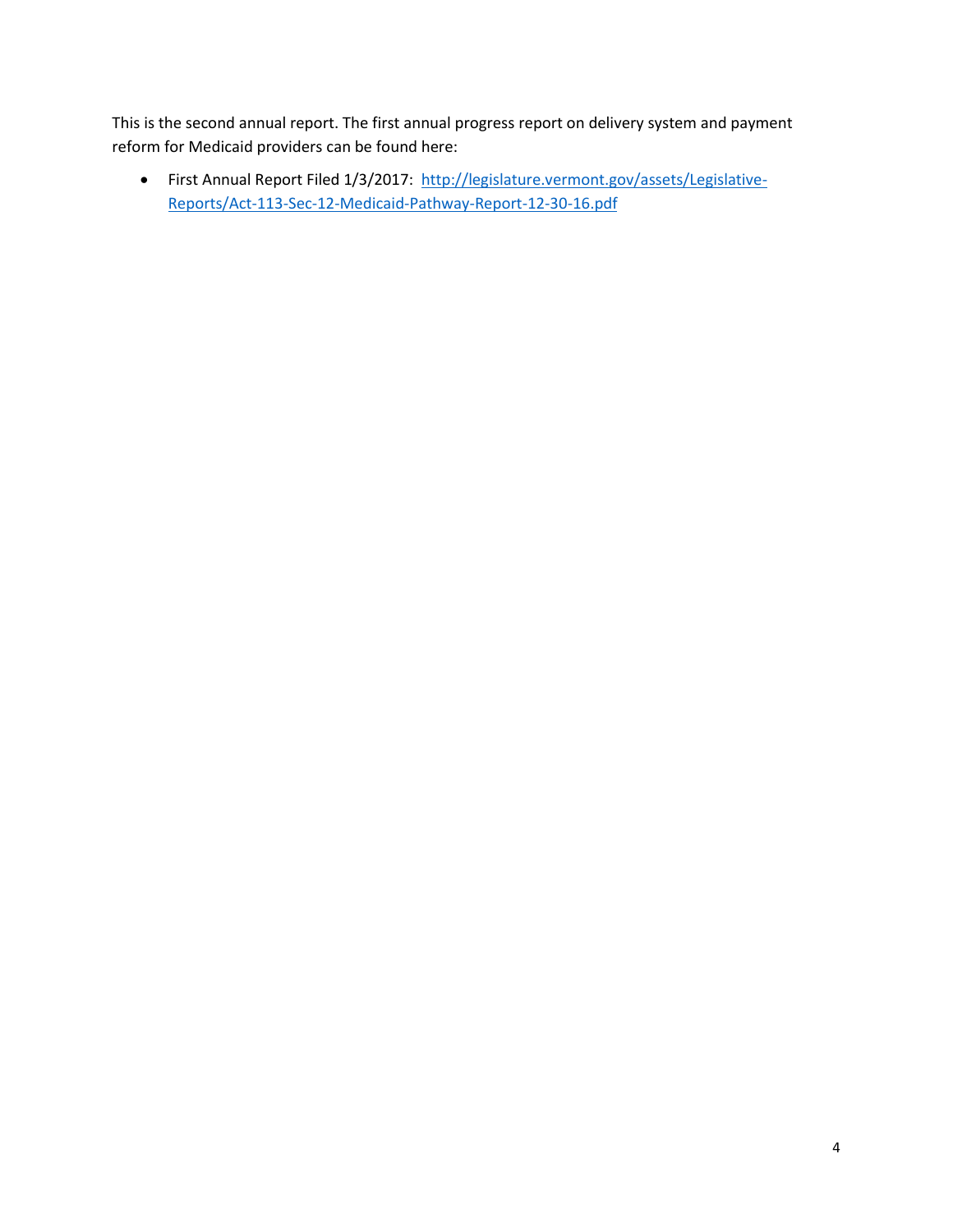This is the second annual report. The first annual progress report on delivery system and payment reform for Medicaid providers can be found here:

- First Annual Report Filed 1/3/2017: [http://legislature.vermont.gov/assets/Legislative-Reports/Act-113-Sec-12-Medicaid-Pathway-Report-12-30-16.pdf](http://legislature.vermont.gov/assets/Legislative-Reports/Act-113-Sec-12-Medicaid-Pathway-Report-12-30-16.pdf)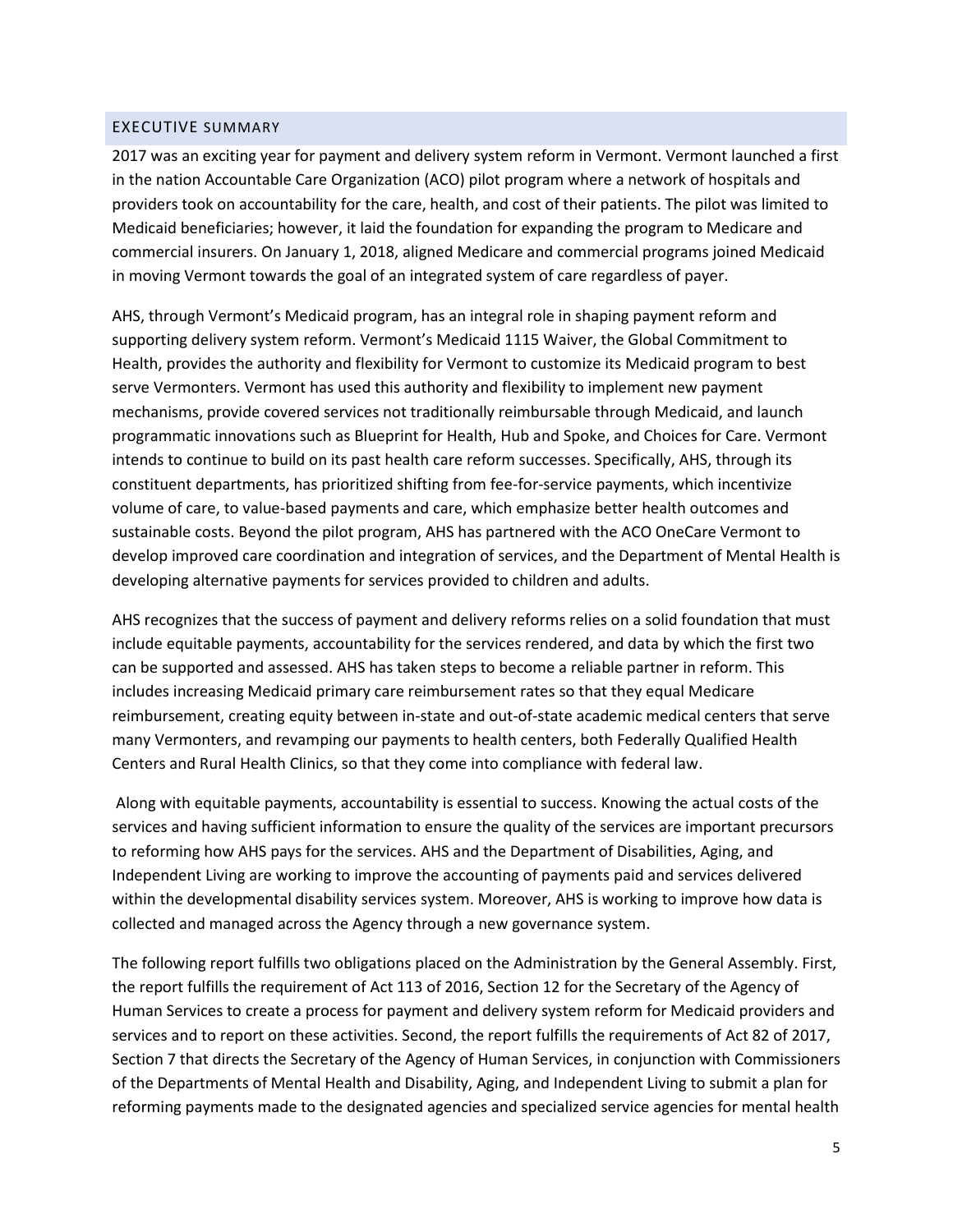## EXECUTIVE SUMMARY

2017 was an exciting year for payment and delivery system reform in Vermont. Vermont launched a first in the nation Accountable Care Organization (ACO) pilot program where a network of hospitals and providers took on accountability for the care, health, and cost of their patients. The pilot was limited to Medicaid beneficiaries; however, it laid the foundation for expanding the program to Medicare and commercial insurers. On January 1, 2018, aligned Medicare and commercial programs joined Medicaid in moving Vermont towards the goal of an integrated system of care regardless of payer.

AHS, through Vermont's Medicaid program, has an integral role in shaping payment reform and supporting delivery system reform. Vermont's Medicaid 1115 Waiver, the Global Commitment to Health, provides the authority and flexibility for Vermont to customize its Medicaid program to best serve Vermonters. Vermont has used this authority and flexibility to implement new payment mechanisms, provide covered services not traditionally reimbursable through Medicaid, and launch programmatic innovations such as Blueprint for Health, Hub and Spoke, and Choices for Care. Vermont intends to continue to build on its past health care reform successes. Specifically, AHS, through its constituent departments, has prioritized shifting from fee-for-service payments, which incentivize volume of care, to value-based payments and care, which emphasize better health outcomes and sustainable costs. Beyond the pilot program, AHS has partnered with the ACO OneCare Vermont to develop improved care coordination and integration of services, and the Department of Mental Health is developing alternative payments for services provided to children and adults.

AHS recognizes that the success of payment and delivery reforms relies on a solid foundation that must include equitable payments, accountability for the services rendered, and data by which the first two can be supported and assessed. AHS has taken steps to become a reliable partner in reform. This includes increasing Medicaid primary care reimbursement rates so that they equal Medicare reimbursement, creating equity between in-state and out-of-state academic medical centers that serve many Vermonters, and revamping our payments to health centers, both Federally Qualified Health Centers and Rural Health Clinics, so that they come into compliance with federal law.

Along with equitable payments, accountability is essential to success. Knowing the actual costs of the services and having sufficient information to ensure the quality of the services are important precursors to reforming how AHS pays for the services. AHS and the Department of Disabilities, Aging, and Independent Living are working to improve the accounting of payments paid and services delivered within the developmental disability services system. Moreover, AHS is working to improve how data is collected and managed across the Agency through a new governance system.

The following report fulfills two obligations placed on the Administration by the General Assembly. First, the report fulfills the requirement of Act 113 of 2016, Section 12 for the Secretary of the Agency of Human Services to create a process for payment and delivery system reform for Medicaid providers and services and to report on these activities. Second, the report fulfills the requirements of Act 82 of 2017, Section 7 that directs the Secretary of the Agency of Human Services, in conjunction with Commissioners of the Departments of Mental Health and Disability, Aging, and Independent Living to submit a plan for reforming payments made to the designated agencies and specialized service agencies for mental health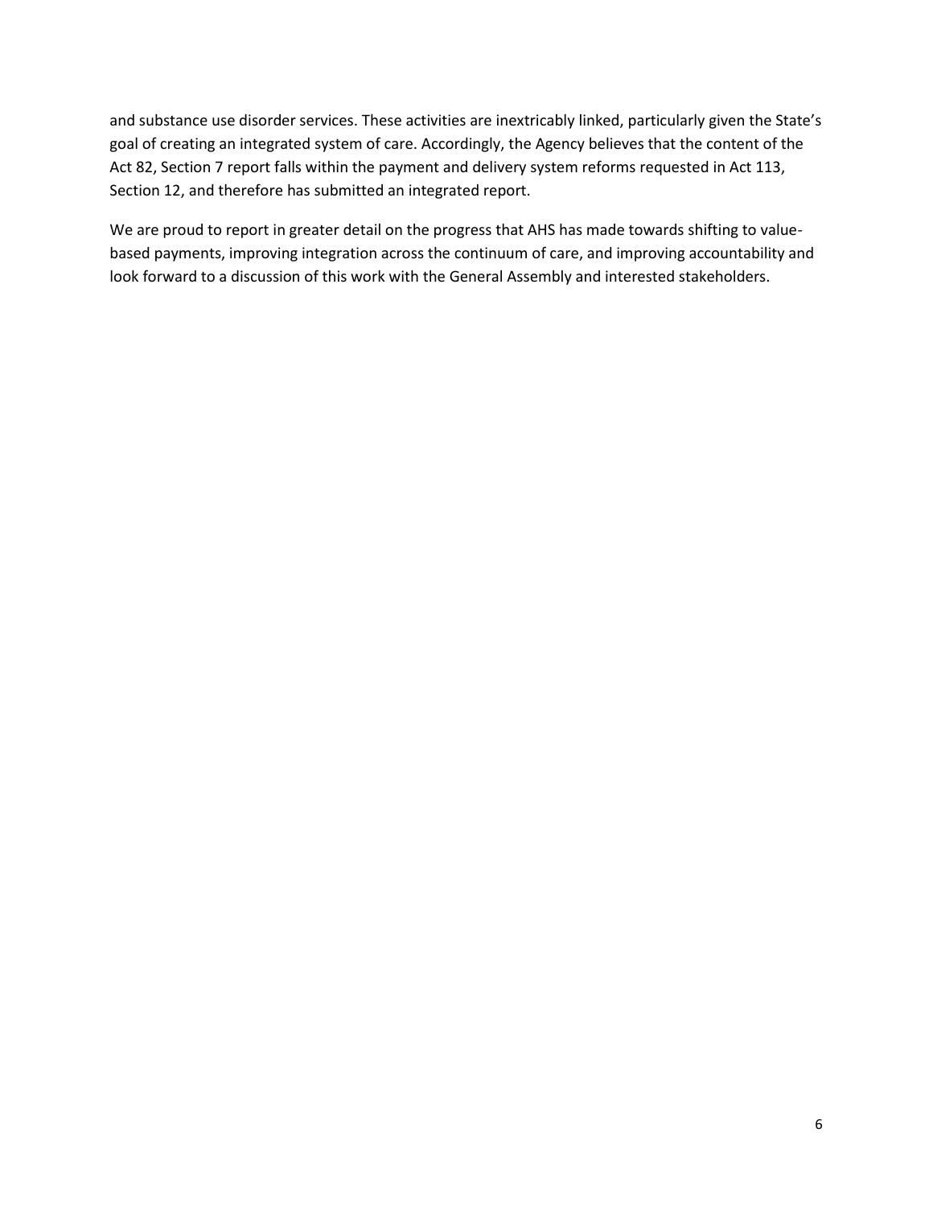and substance use disorder services. These activities are inextricably linked, particularly given the State's goal of creating an integrated system of care. Accordingly, the Agency believes that the content of the Act 82, Section 7 report falls within the payment and delivery system reforms requested in Act 113, Section 12, and therefore has submitted an integrated report.

We are proud to report in greater detail on the progress that AHS has made towards shifting to value-based payments, improving integration across the continuum of care, and improving accountability and look forward to a discussion of this work with the General Assembly and interested stakeholders.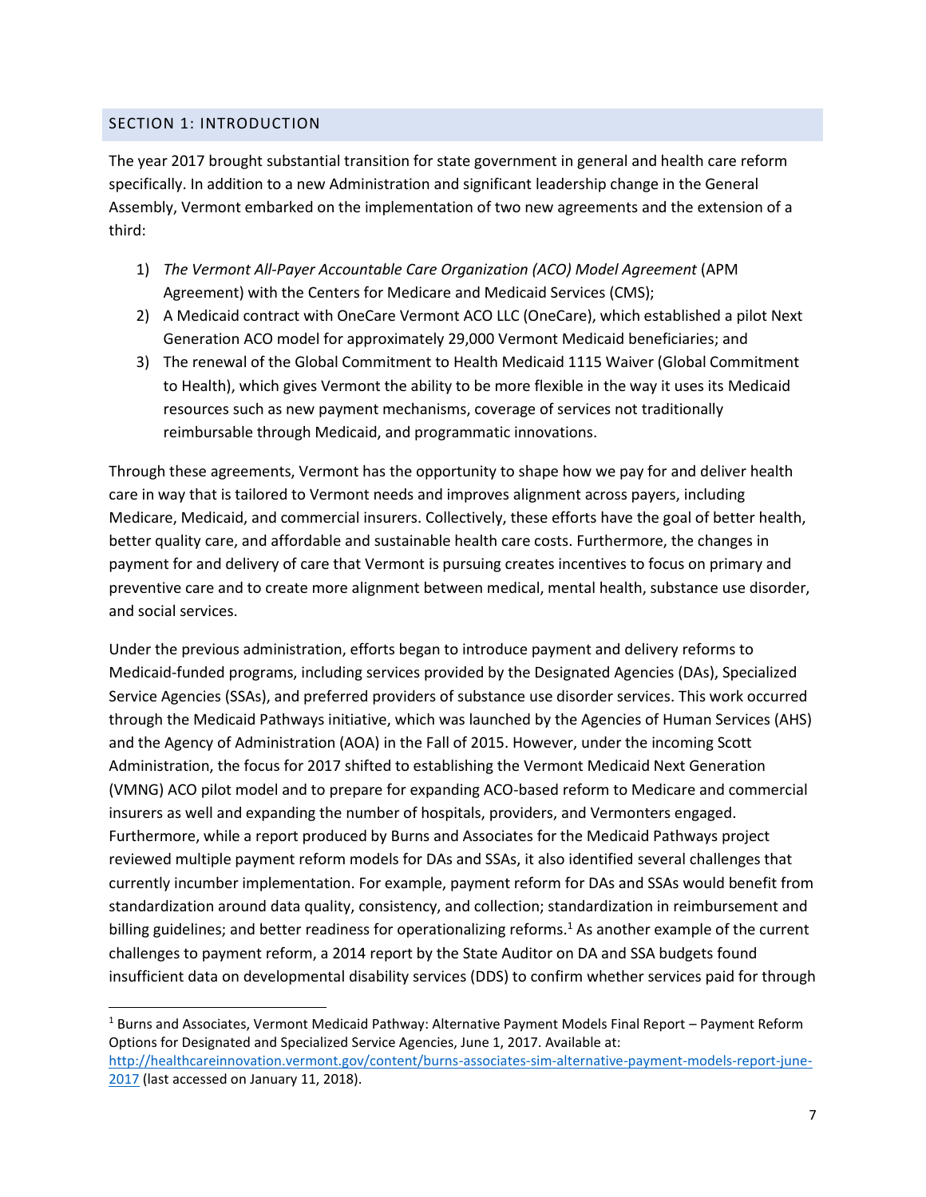## SECTION 1: INTRODUCTION

The year 2017 brought substantial transition for state government in general and health care reform specifically. In addition to a new Administration and significant leadership change in the General Assembly, Vermont embarked on the implementation of two new agreements and the extension of a third:

1) *The Vermont All-Payer Accountable Care Organization (ACO) Model Agreement* (APM Agreement) with the Centers for Medicare and Medicaid Services (CMS);
2) A Medicaid contract with OneCare Vermont ACO LLC (OneCare), which established a pilot Next Generation ACO model for approximately 29,000 Vermont Medicaid beneficiaries; and
3) The renewal of the Global Commitment to Health Medicaid 1115 Waiver (Global Commitment to Health), which gives Vermont the ability to be more flexible in the way it uses its Medicaid resources such as new payment mechanisms, coverage of services not traditionally reimbursable through Medicaid, and programmatic innovations.

Through these agreements, Vermont has the opportunity to shape how we pay for and deliver health care in way that is tailored to Vermont needs and improves alignment across payers, including Medicare, Medicaid, and commercial insurers. Collectively, these efforts have the goal of better health, better quality care, and affordable and sustainable health care costs. Furthermore, the changes in payment for and delivery of care that Vermont is pursuing creates incentives to focus on primary and preventive care and to create more alignment between medical, mental health, substance use disorder, and social services.

Under the previous administration, efforts began to introduce payment and delivery reforms to Medicaid-funded programs, including services provided by the Designated Agencies (DAs), Specialized Service Agencies (SSAs), and preferred providers of substance use disorder services. This work occurred through the Medicaid Pathways initiative, which was launched by the Agencies of Human Services (AHS) and the Agency of Administration (AOA) in the Fall of 2015. However, under the incoming Scott Administration, the focus for 2017 shifted to establishing the Vermont Medicaid Next Generation (VMNG) ACO pilot model and to prepare for expanding ACO-based reform to Medicare and commercial insurers as well and expanding the number of hospitals, providers, and Vermonters engaged. Furthermore, while a report produced by Burns and Associates for the Medicaid Pathways project reviewed multiple payment reform models for DAs and SSAs, it also identified several challenges that currently incumber implementation. For example, payment reform for DAs and SSAs would benefit from standardization around data quality, consistency, and collection; standardization in reimbursement and billing guidelines; and better readiness for operationalizing reforms.[1] As another example of the current challenges to payment reform, a 2014 report by the State Auditor on DA and SSA budgets found insufficient data on developmental disability services (DDS) to confirm whether services paid for through

---

[1] Burns and Associates, Vermont Medicaid Pathway: Alternative Payment Models Final Report – Payment Reform Options for Designated and Specialized Service Agencies, June 1, 2017. Available at: http://healthcareinnovation.vermont.gov/content/burns-associates-sim-alternative-payment-models-report-june-2017 (last accessed on January 11, 2018).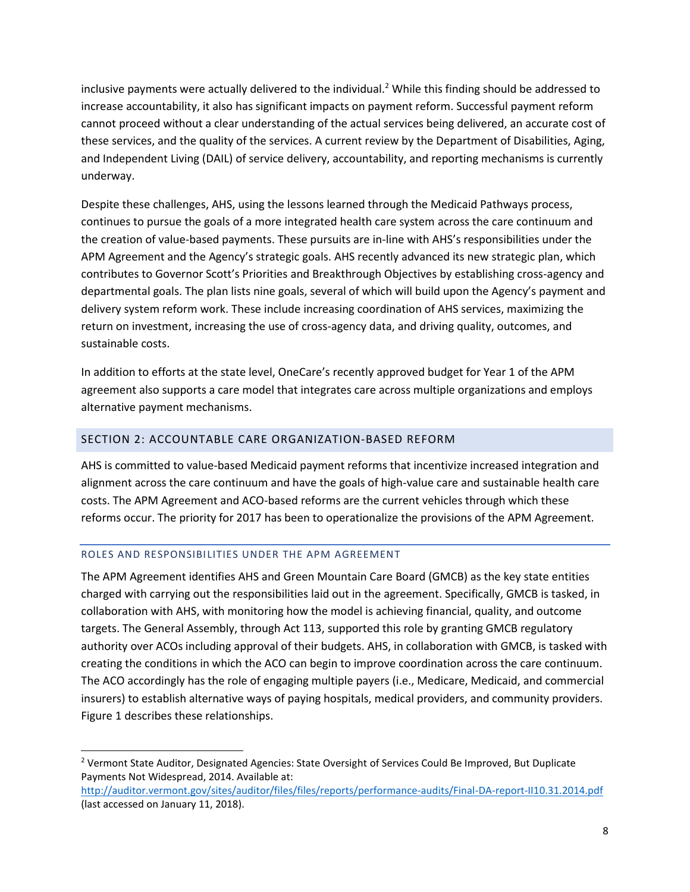inclusive payments were actually delivered to the individual.[2] While this finding should be addressed to increase accountability, it also has significant impacts on payment reform. Successful payment reform cannot proceed without a clear understanding of the actual services being delivered, an accurate cost of these services, and the quality of the services. A current review by the Department of Disabilities, Aging, and Independent Living (DAIL) of service delivery, accountability, and reporting mechanisms is currently underway.

Despite these challenges, AHS, using the lessons learned through the Medicaid Pathways process, continues to pursue the goals of a more integrated health care system across the care continuum and the creation of value-based payments. These pursuits are in-line with AHS's responsibilities under the APM Agreement and the Agency's strategic goals. AHS recently advanced its new strategic plan, which contributes to Governor Scott's Priorities and Breakthrough Objectives by establishing cross-agency and departmental goals. The plan lists nine goals, several of which will build upon the Agency's payment and delivery system reform work. These include increasing coordination of AHS services, maximizing the return on investment, increasing the use of cross-agency data, and driving quality, outcomes, and sustainable costs.

In addition to efforts at the state level, OneCare's recently approved budget for Year 1 of the APM agreement also supports a care model that integrates care across multiple organizations and employs alternative payment mechanisms.

## SECTION 2: ACCOUNTABLE CARE ORGANIZATION-BASED REFORM

AHS is committed to value-based Medicaid payment reforms that incentivize increased integration and alignment across the care continuum and have the goals of high-value care and sustainable health care costs. The APM Agreement and ACO-based reforms are the current vehicles through which these reforms occur. The priority for 2017 has been to operationalize the provisions of the APM Agreement.

### ROLES AND RESPONSIBILITIES UNDER THE APM AGREEMENT

The APM Agreement identifies AHS and Green Mountain Care Board (GMCB) as the key state entities charged with carrying out the responsibilities laid out in the agreement. Specifically, GMCB is tasked, in collaboration with AHS, with monitoring how the model is achieving financial, quality, and outcome targets. The General Assembly, through Act 113, supported this role by granting GMCB regulatory authority over ACOs including approval of their budgets. AHS, in collaboration with GMCB, is tasked with creating the conditions in which the ACO can begin to improve coordination across the care continuum. The ACO accordingly has the role of engaging multiple payers (i.e., Medicare, Medicaid, and commercial insurers) to establish alternative ways of paying hospitals, medical providers, and community providers. Figure 1 describes these relationships.

[2] Vermont State Auditor, Designated Agencies: State Oversight of Services Could Be Improved, But Duplicate Payments Not Widespread, 2014. Available at: http://auditor.vermont.gov/sites/auditor/files/files/reports/performance-audits/Final-DA-report-II10.31.2014.pdf (last accessed on January 11, 2018).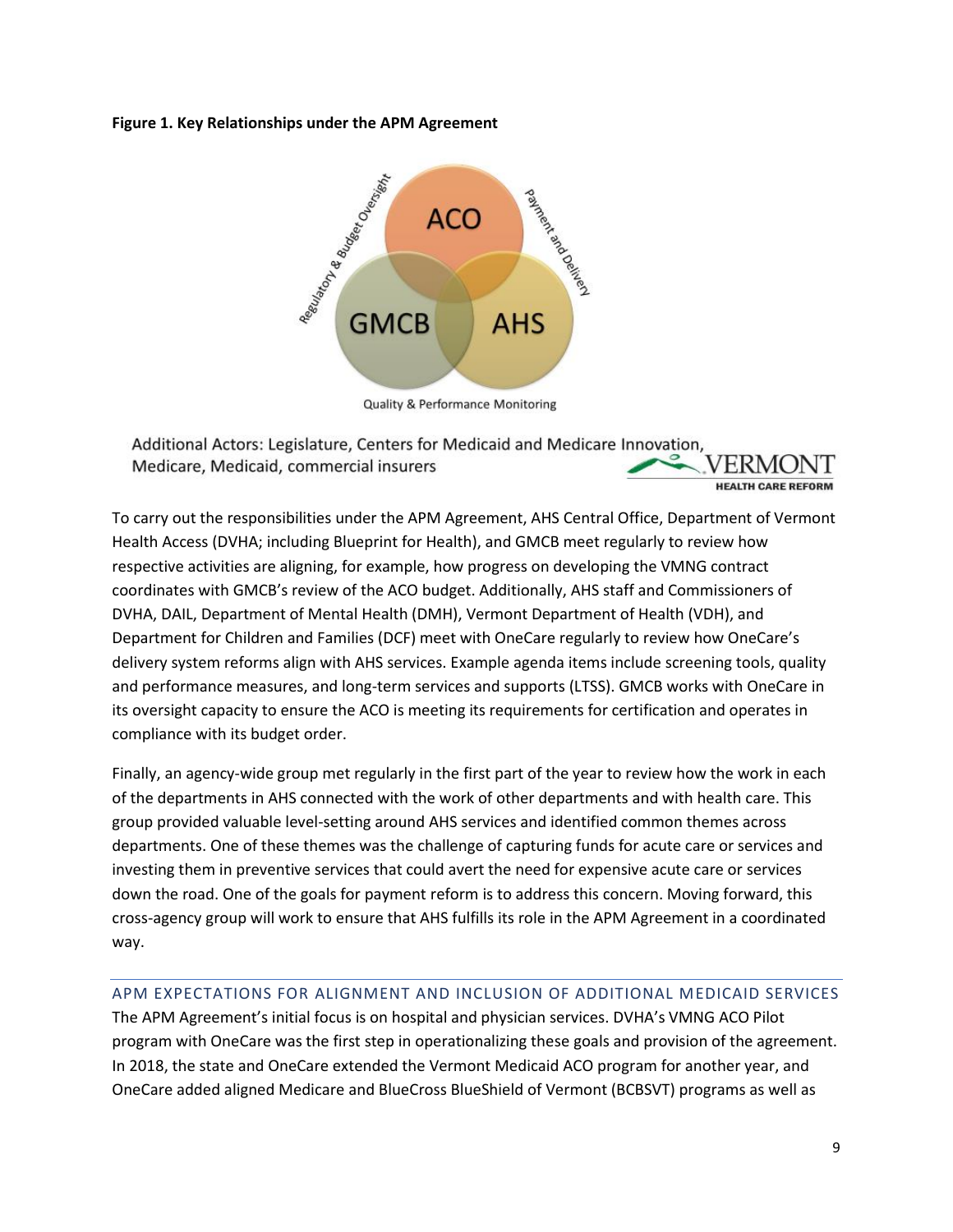**Figure 1. Key Relationships under the APM Agreement**

Regulatory & Budget Oversight

ACO

Payment and Delivery

GMCB

AHS

Quality & Performance Monitoring

Additional Actors: Legislature, Centers for Medicaid and Medicare Innovation, Medicare, Medicaid, commercial insurers

VERMONT HEALTH CARE REFORM

To carry out the responsibilities under the APM Agreement, AHS Central Office, Department of Vermont Health Access (DVHA; including Blueprint for Health), and GMCB meet regularly to review how respective activities are aligning, for example, how progress on developing the VMNG contract coordinates with GMCB's review of the ACO budget. Additionally, AHS staff and Commissioners of DVHA, DAIL, Department of Mental Health (DMH), Vermont Department of Health (VDH), and Department for Children and Families (DCF) meet with OneCare regularly to review how OneCare's delivery system reforms align with AHS services. Example agenda items include screening tools, quality and performance measures, and long-term services and supports (LTSS). GMCB works with OneCare in its oversight capacity to ensure the ACO is meeting its requirements for certification and operates in compliance with its budget order.

Finally, an agency-wide group met regularly in the first part of the year to review how the work in each of the departments in AHS connected with the work of other departments and with health care. This group provided valuable level-setting around AHS services and identified common themes across departments. One of these themes was the challenge of capturing funds for acute care or services and investing them in preventive services that could avert the need for expensive acute care or services down the road. One of the goals for payment reform is to address this concern. Moving forward, this cross-agency group will work to ensure that AHS fulfills its role in the APM Agreement in a coordinated way.

## APM EXPECTATIONS FOR ALIGNMENT AND INCLUSION OF ADDITIONAL MEDICAID SERVICES

The APM Agreement's initial focus is on hospital and physician services. DVHA's VMNG ACO Pilot program with OneCare was the first step in operationalizing these goals and provision of the agreement. In 2018, the state and OneCare extended the Vermont Medicaid ACO program for another year, and OneCare added aligned Medicare and BlueCross BlueShield of Vermont (BCBSVT) programs as well as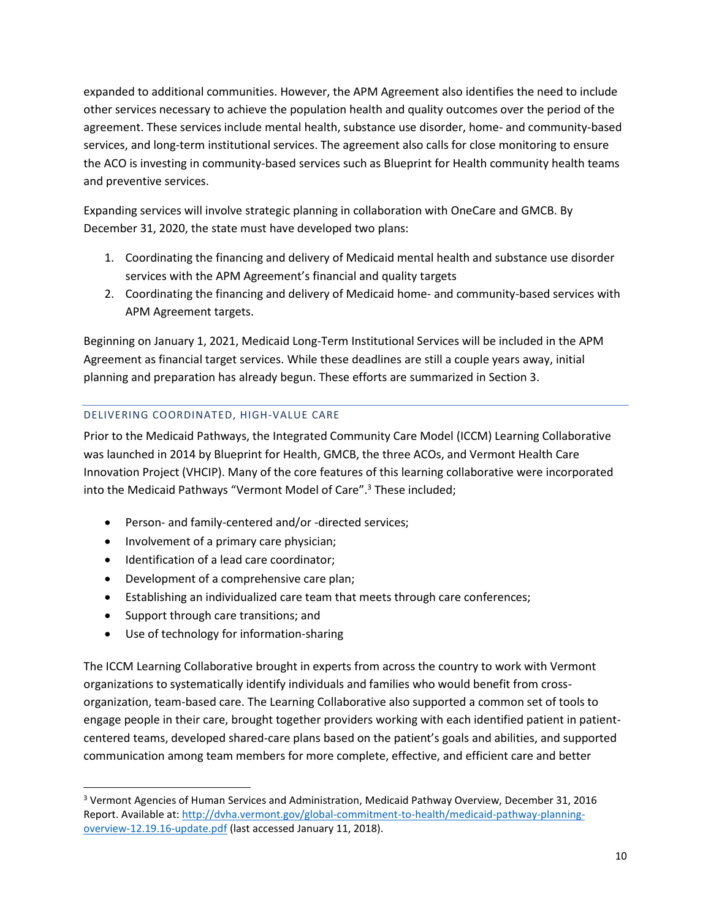expanded to additional communities. However, the APM Agreement also identifies the need to include other services necessary to achieve the population health and quality outcomes over the period of the agreement. These services include mental health, substance use disorder, home- and community-based services, and long-term institutional services. The agreement also calls for close monitoring to ensure the ACO is investing in community-based services such as Blueprint for Health community health teams and preventive services.

Expanding services will involve strategic planning in collaboration with OneCare and GMCB. By December 31, 2020, the state must have developed two plans:

1. Coordinating the financing and delivery of Medicaid mental health and substance use disorder services with the APM Agreement's financial and quality targets
2. Coordinating the financing and delivery of Medicaid home- and community-based services with APM Agreement targets.

Beginning on January 1, 2021, Medicaid Long-Term Institutional Services will be included in the APM Agreement as financial target services. While these deadlines are still a couple years away, initial planning and preparation has already begun. These efforts are summarized in Section 3.

### DELIVERING COORDINATED, HIGH-VALUE CARE

Prior to the Medicaid Pathways, the Integrated Community Care Model (ICCM) Learning Collaborative was launched in 2014 by Blueprint for Health, GMCB, the three ACOs, and Vermont Health Care Innovation Project (VHCIP). Many of the core features of this learning collaborative were incorporated into the Medicaid Pathways "Vermont Model of Care".[3] These included;

- Person- and family-centered and/or -directed services;
- Involvement of a primary care physician;
- Identification of a lead care coordinator;
- Development of a comprehensive care plan;
- Establishing an individualized care team that meets through care conferences;
- Support through care transitions; and
- Use of technology for information-sharing

The ICCM Learning Collaborative brought in experts from across the country to work with Vermont organizations to systematically identify individuals and families who would benefit from cross-organization, team-based care. The Learning Collaborative also supported a common set of tools to engage people in their care, brought together providers working with each identified patient in patient-centered teams, developed shared-care plans based on the patient's goals and abilities, and supported communication among team members for more complete, effective, and efficient care and better

[3] Vermont Agencies of Human Services and Administration, Medicaid Pathway Overview, December 31, 2016 Report. Available at: http://dvha.vermont.gov/global-commitment-to-health/medicaid-pathway-planning-overview-12.19.16-update.pdf (last accessed January 11, 2018).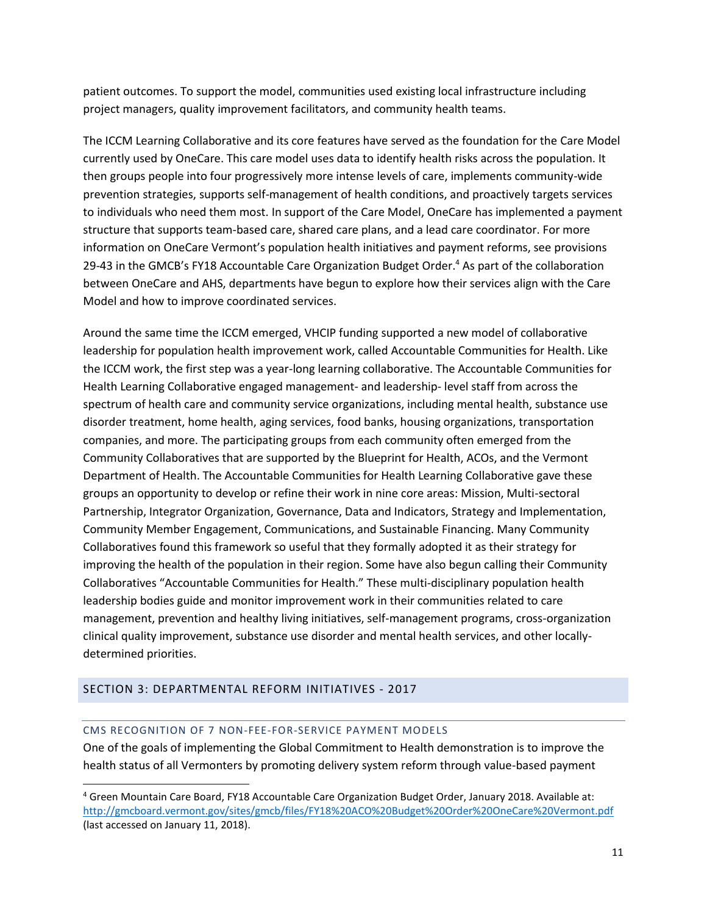patient outcomes. To support the model, communities used existing local infrastructure including project managers, quality improvement facilitators, and community health teams.

The ICCM Learning Collaborative and its core features have served as the foundation for the Care Model currently used by OneCare. This care model uses data to identify health risks across the population. It then groups people into four progressively more intense levels of care, implements community-wide prevention strategies, supports self-management of health conditions, and proactively targets services to individuals who need them most. In support of the Care Model, OneCare has implemented a payment structure that supports team-based care, shared care plans, and a lead care coordinator. For more information on OneCare Vermont's population health initiatives and payment reforms, see provisions 29-43 in the GMCB's FY18 Accountable Care Organization Budget Order.[4] As part of the collaboration between OneCare and AHS, departments have begun to explore how their services align with the Care Model and how to improve coordinated services.

Around the same time the ICCM emerged, VHCIP funding supported a new model of collaborative leadership for population health improvement work, called Accountable Communities for Health. Like the ICCM work, the first step was a year-long learning collaborative. The Accountable Communities for Health Learning Collaborative engaged management- and leadership- level staff from across the spectrum of health care and community service organizations, including mental health, substance use disorder treatment, home health, aging services, food banks, housing organizations, transportation companies, and more. The participating groups from each community often emerged from the Community Collaboratives that are supported by the Blueprint for Health, ACOs, and the Vermont Department of Health. The Accountable Communities for Health Learning Collaborative gave these groups an opportunity to develop or refine their work in nine core areas: Mission, Multi-sectoral Partnership, Integrator Organization, Governance, Data and Indicators, Strategy and Implementation, Community Member Engagement, Communications, and Sustainable Financing. Many Community Collaboratives found this framework so useful that they formally adopted it as their strategy for improving the health of the population in their region. Some have also begun calling their Community Collaboratives "Accountable Communities for Health." These multi-disciplinary population health leadership bodies guide and monitor improvement work in their communities related to care management, prevention and healthy living initiatives, self-management programs, cross-organization clinical quality improvement, substance use disorder and mental health services, and other locally-determined priorities.

## SECTION 3: DEPARTMENTAL REFORM INITIATIVES - 2017

### CMS RECOGNITION OF 7 NON-FEE-FOR-SERVICE PAYMENT MODELS

One of the goals of implementing the Global Commitment to Health demonstration is to improve the health status of all Vermonters by promoting delivery system reform through value-based payment

[4] Green Mountain Care Board, FY18 Accountable Care Organization Budget Order, January 2018. Available at: http://gmcboard.vermont.gov/sites/gmcb/files/FY18%20ACO%20Budget%20Order%20OneCare%20Vermont.pdf (last accessed on January 11, 2018).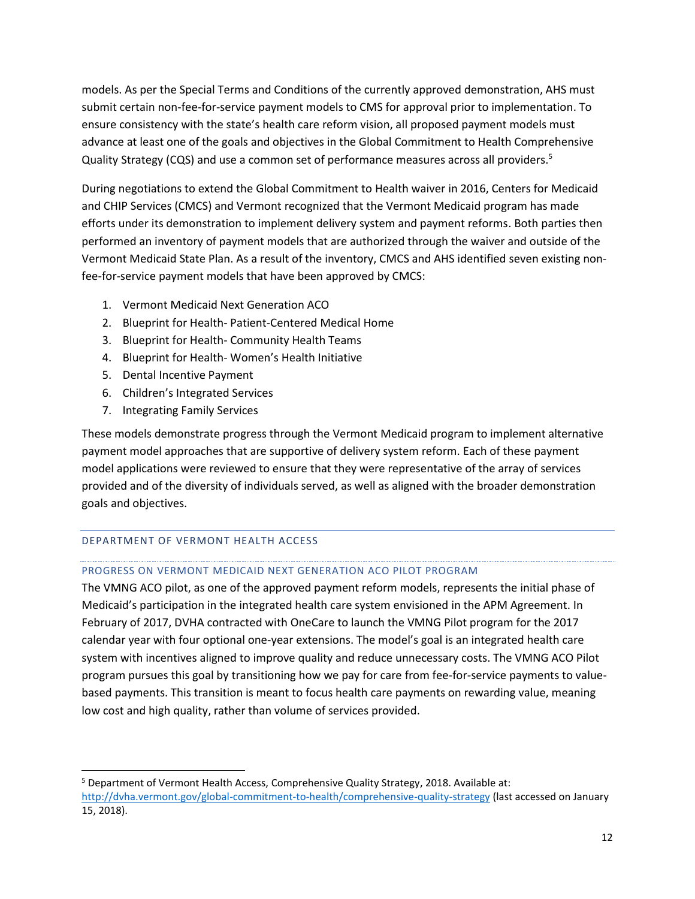models. As per the Special Terms and Conditions of the currently approved demonstration, AHS must submit certain non-fee-for-service payment models to CMS for approval prior to implementation. To ensure consistency with the state's health care reform vision, all proposed payment models must advance at least one of the goals and objectives in the Global Commitment to Health Comprehensive Quality Strategy (CQS) and use a common set of performance measures across all providers.[5]

During negotiations to extend the Global Commitment to Health waiver in 2016, Centers for Medicaid and CHIP Services (CMCS) and Vermont recognized that the Vermont Medicaid program has made efforts under its demonstration to implement delivery system and payment reforms. Both parties then performed an inventory of payment models that are authorized through the waiver and outside of the Vermont Medicaid State Plan. As a result of the inventory, CMCS and AHS identified seven existing non-fee-for-service payment models that have been approved by CMCS:

1. Vermont Medicaid Next Generation ACO
2. Blueprint for Health- Patient-Centered Medical Home
3. Blueprint for Health- Community Health Teams
4. Blueprint for Health- Women's Health Initiative
5. Dental Incentive Payment
6. Children's Integrated Services
7. Integrating Family Services

These models demonstrate progress through the Vermont Medicaid program to implement alternative payment model approaches that are supportive of delivery system reform. Each of these payment model applications were reviewed to ensure that they were representative of the array of services provided and of the diversity of individuals served, as well as aligned with the broader demonstration goals and objectives.

## DEPARTMENT OF VERMONT HEALTH ACCESS

### PROGRESS ON VERMONT MEDICAID NEXT GENERATION ACO PILOT PROGRAM

The VMNG ACO pilot, as one of the approved payment reform models, represents the initial phase of Medicaid's participation in the integrated health care system envisioned in the APM Agreement. In February of 2017, DVHA contracted with OneCare to launch the VMNG Pilot program for the 2017 calendar year with four optional one-year extensions. The model's goal is an integrated health care system with incentives aligned to improve quality and reduce unnecessary costs. The VMNG ACO Pilot program pursues this goal by transitioning how we pay for care from fee-for-service payments to value-based payments. This transition is meant to focus health care payments on rewarding value, meaning low cost and high quality, rather than volume of services provided.

---

[5] Department of Vermont Health Access, Comprehensive Quality Strategy, 2018. Available at: http://dvha.vermont.gov/global-commitment-to-health/comprehensive-quality-strategy (last accessed on January 15, 2018).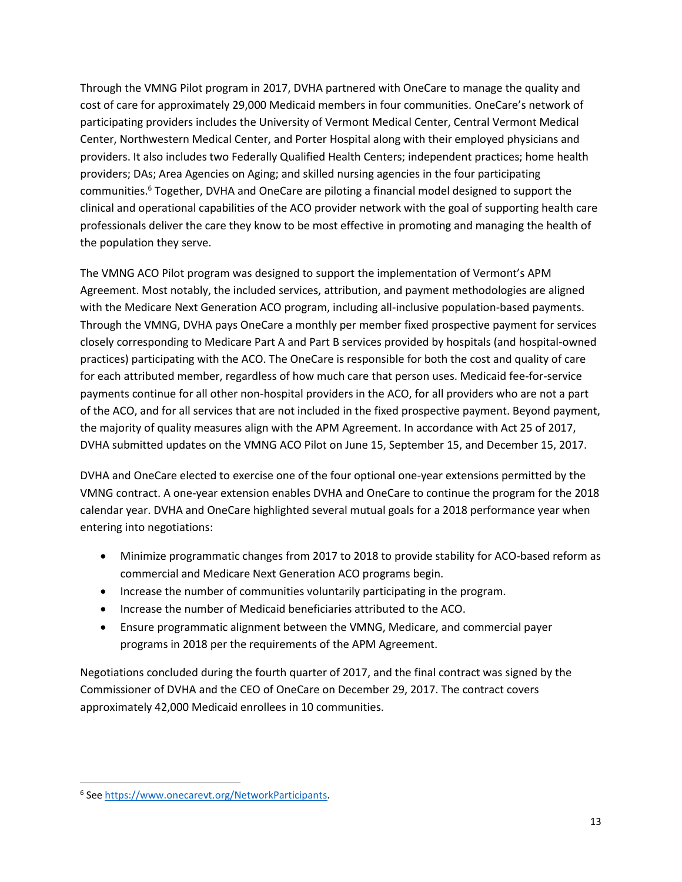Through the VMNG Pilot program in 2017, DVHA partnered with OneCare to manage the quality and cost of care for approximately 29,000 Medicaid members in four communities. OneCare's network of participating providers includes the University of Vermont Medical Center, Central Vermont Medical Center, Northwestern Medical Center, and Porter Hospital along with their employed physicians and providers. It also includes two Federally Qualified Health Centers; independent practices; home health providers; DAs; Area Agencies on Aging; and skilled nursing agencies in the four participating communities.[6] Together, DVHA and OneCare are piloting a financial model designed to support the clinical and operational capabilities of the ACO provider network with the goal of supporting health care professionals deliver the care they know to be most effective in promoting and managing the health of the population they serve.

The VMNG ACO Pilot program was designed to support the implementation of Vermont's APM Agreement. Most notably, the included services, attribution, and payment methodologies are aligned with the Medicare Next Generation ACO program, including all-inclusive population-based payments. Through the VMNG, DVHA pays OneCare a monthly per member fixed prospective payment for services closely corresponding to Medicare Part A and Part B services provided by hospitals (and hospital-owned practices) participating with the ACO. The OneCare is responsible for both the cost and quality of care for each attributed member, regardless of how much care that person uses. Medicaid fee-for-service payments continue for all other non-hospital providers in the ACO, for all providers who are not a part of the ACO, and for all services that are not included in the fixed prospective payment. Beyond payment, the majority of quality measures align with the APM Agreement. In accordance with Act 25 of 2017, DVHA submitted updates on the VMNG ACO Pilot on June 15, September 15, and December 15, 2017.

DVHA and OneCare elected to exercise one of the four optional one-year extensions permitted by the VMNG contract. A one-year extension enables DVHA and OneCare to continue the program for the 2018 calendar year. DVHA and OneCare highlighted several mutual goals for a 2018 performance year when entering into negotiations:

- Minimize programmatic changes from 2017 to 2018 to provide stability for ACO-based reform as commercial and Medicare Next Generation ACO programs begin.
- Increase the number of communities voluntarily participating in the program.
- Increase the number of Medicaid beneficiaries attributed to the ACO.
- Ensure programmatic alignment between the VMNG, Medicare, and commercial payer programs in 2018 per the requirements of the APM Agreement.

Negotiations concluded during the fourth quarter of 2017, and the final contract was signed by the Commissioner of DVHA and the CEO of OneCare on December 29, 2017. The contract covers approximately 42,000 Medicaid enrollees in 10 communities.

---

[6] See https://www.onecarevt.org/NetworkParticipants.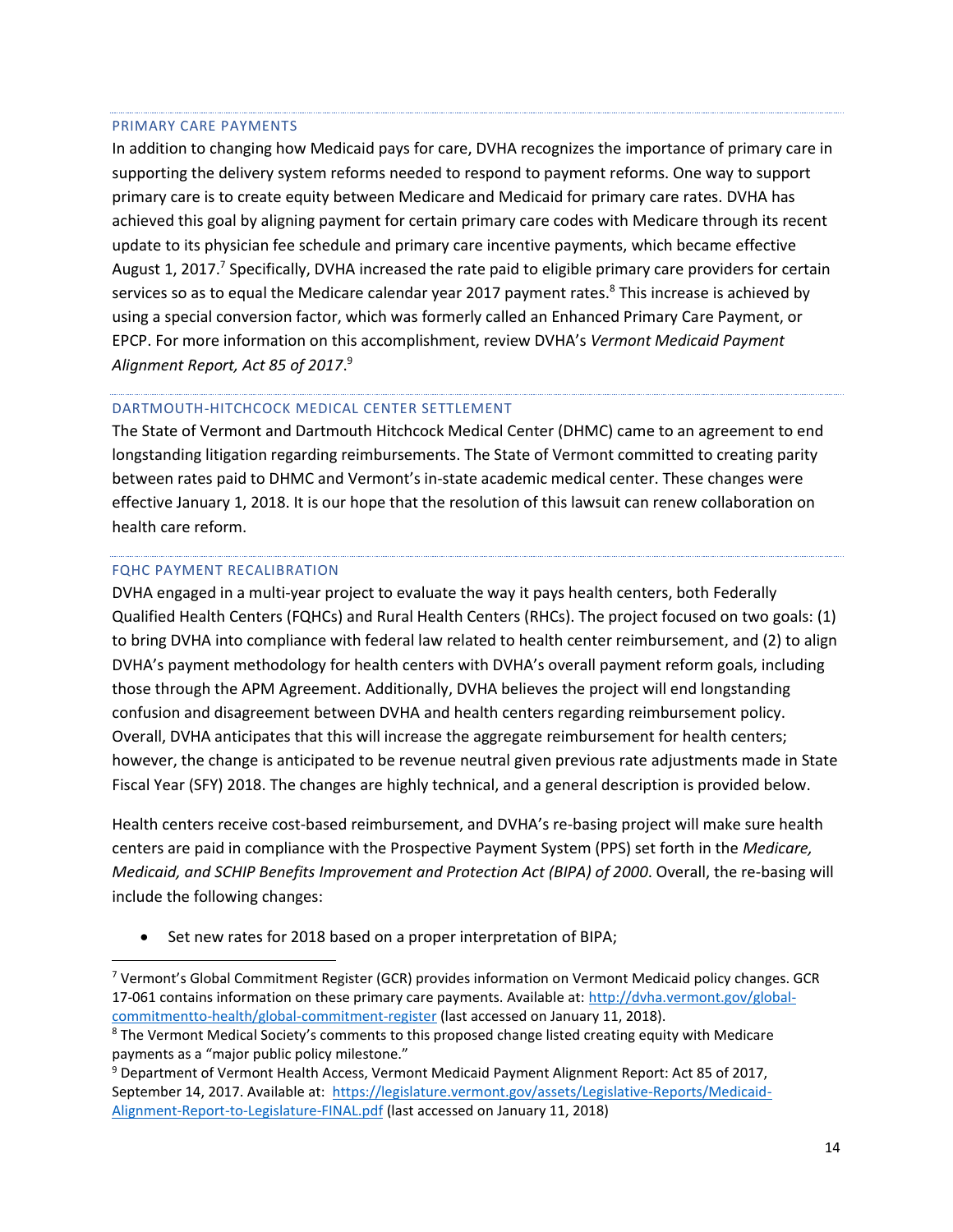### PRIMARY CARE PAYMENTS

In addition to changing how Medicaid pays for care, DVHA recognizes the importance of primary care in supporting the delivery system reforms needed to respond to payment reforms. One way to support primary care is to create equity between Medicare and Medicaid for primary care rates. DVHA has achieved this goal by aligning payment for certain primary care codes with Medicare through its recent update to its physician fee schedule and primary care incentive payments, which became effective August 1, 2017.[7] Specifically, DVHA increased the rate paid to eligible primary care providers for certain services so as to equal the Medicare calendar year 2017 payment rates.[8] This increase is achieved by using a special conversion factor, which was formerly called an Enhanced Primary Care Payment, or EPCP. For more information on this accomplishment, review DVHA's *Vermont Medicaid Payment Alignment Report, Act 85 of 2017*.[9]

### DARTMOUTH-HITCHCOCK MEDICAL CENTER SETTLEMENT

The State of Vermont and Dartmouth Hitchcock Medical Center (DHMC) came to an agreement to end longstanding litigation regarding reimbursements. The State of Vermont committed to creating parity between rates paid to DHMC and Vermont's in-state academic medical center. These changes were effective January 1, 2018. It is our hope that the resolution of this lawsuit can renew collaboration on health care reform.

### FQHC PAYMENT RECALIBRATION

DVHA engaged in a multi-year project to evaluate the way it pays health centers, both Federally Qualified Health Centers (FQHCs) and Rural Health Centers (RHCs). The project focused on two goals: (1) to bring DVHA into compliance with federal law related to health center reimbursement, and (2) to align DVHA's payment methodology for health centers with DVHA's overall payment reform goals, including those through the APM Agreement. Additionally, DVHA believes the project will end longstanding confusion and disagreement between DVHA and health centers regarding reimbursement policy. Overall, DVHA anticipates that this will increase the aggregate reimbursement for health centers; however, the change is anticipated to be revenue neutral given previous rate adjustments made in State Fiscal Year (SFY) 2018. The changes are highly technical, and a general description is provided below.

Health centers receive cost-based reimbursement, and DVHA's re-basing project will make sure health centers are paid in compliance with the Prospective Payment System (PPS) set forth in the *Medicare, Medicaid, and SCHIP Benefits Improvement and Protection Act (BIPA) of 2000*. Overall, the re-basing will include the following changes:

- Set new rates for 2018 based on a proper interpretation of BIPA;

---

[7] Vermont's Global Commitment Register (GCR) provides information on Vermont Medicaid policy changes. GCR 17-061 contains information on these primary care payments. Available at: http://dvha.vermont.gov/global-commitmentto-health/global-commitment-register (last accessed on January 11, 2018).

[8] The Vermont Medical Society's comments to this proposed change listed creating equity with Medicare payments as a "major public policy milestone."

[9] Department of Vermont Health Access, Vermont Medicaid Payment Alignment Report: Act 85 of 2017, September 14, 2017. Available at: https://legislature.vermont.gov/assets/Legislative-Reports/Medicaid-Alignment-Report-to-Legislature-FINAL.pdf (last accessed on January 11, 2018)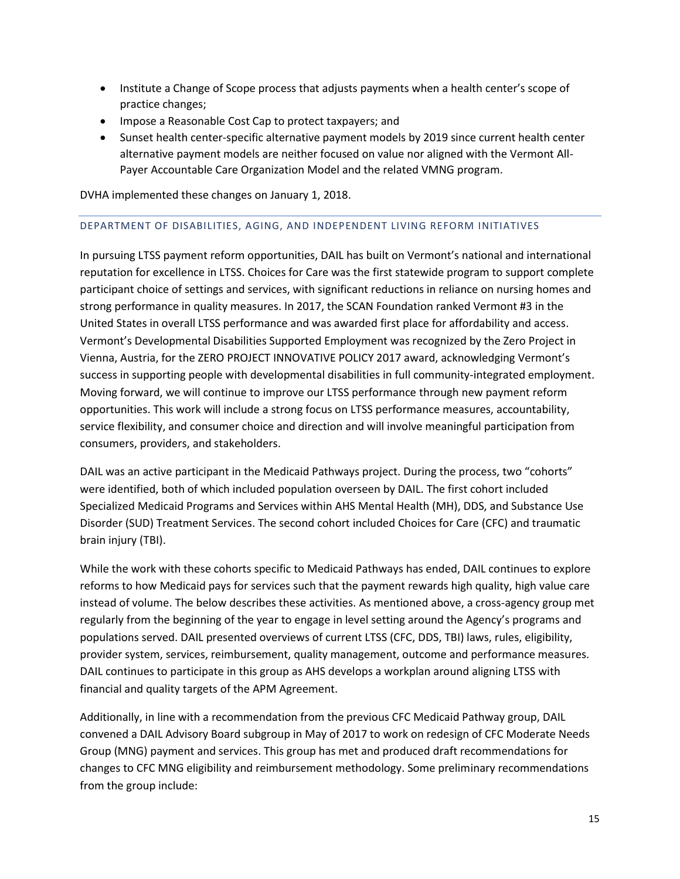- Institute a Change of Scope process that adjusts payments when a health center's scope of practice changes;
- Impose a Reasonable Cost Cap to protect taxpayers; and
- Sunset health center-specific alternative payment models by 2019 since current health center alternative payment models are neither focused on value nor aligned with the Vermont All-Payer Accountable Care Organization Model and the related VMNG program.

DVHA implemented these changes on January 1, 2018.

### DEPARTMENT OF DISABILITIES, AGING, AND INDEPENDENT LIVING REFORM INITIATIVES

In pursuing LTSS payment reform opportunities, DAIL has built on Vermont's national and international reputation for excellence in LTSS. Choices for Care was the first statewide program to support complete participant choice of settings and services, with significant reductions in reliance on nursing homes and strong performance in quality measures. In 2017, the SCAN Foundation ranked Vermont #3 in the United States in overall LTSS performance and was awarded first place for affordability and access. Vermont's Developmental Disabilities Supported Employment was recognized by the Zero Project in Vienna, Austria, for the ZERO PROJECT INNOVATIVE POLICY 2017 award, acknowledging Vermont's success in supporting people with developmental disabilities in full community-integrated employment. Moving forward, we will continue to improve our LTSS performance through new payment reform opportunities. This work will include a strong focus on LTSS performance measures, accountability, service flexibility, and consumer choice and direction and will involve meaningful participation from consumers, providers, and stakeholders.

DAIL was an active participant in the Medicaid Pathways project. During the process, two "cohorts" were identified, both of which included population overseen by DAIL. The first cohort included Specialized Medicaid Programs and Services within AHS Mental Health (MH), DDS, and Substance Use Disorder (SUD) Treatment Services. The second cohort included Choices for Care (CFC) and traumatic brain injury (TBI).

While the work with these cohorts specific to Medicaid Pathways has ended, DAIL continues to explore reforms to how Medicaid pays for services such that the payment rewards high quality, high value care instead of volume. The below describes these activities. As mentioned above, a cross-agency group met regularly from the beginning of the year to engage in level setting around the Agency's programs and populations served. DAIL presented overviews of current LTSS (CFC, DDS, TBI) laws, rules, eligibility, provider system, services, reimbursement, quality management, outcome and performance measures. DAIL continues to participate in this group as AHS develops a workplan around aligning LTSS with financial and quality targets of the APM Agreement.

Additionally, in line with a recommendation from the previous CFC Medicaid Pathway group, DAIL convened a DAIL Advisory Board subgroup in May of 2017 to work on redesign of CFC Moderate Needs Group (MNG) payment and services. This group has met and produced draft recommendations for changes to CFC MNG eligibility and reimbursement methodology. Some preliminary recommendations from the group include: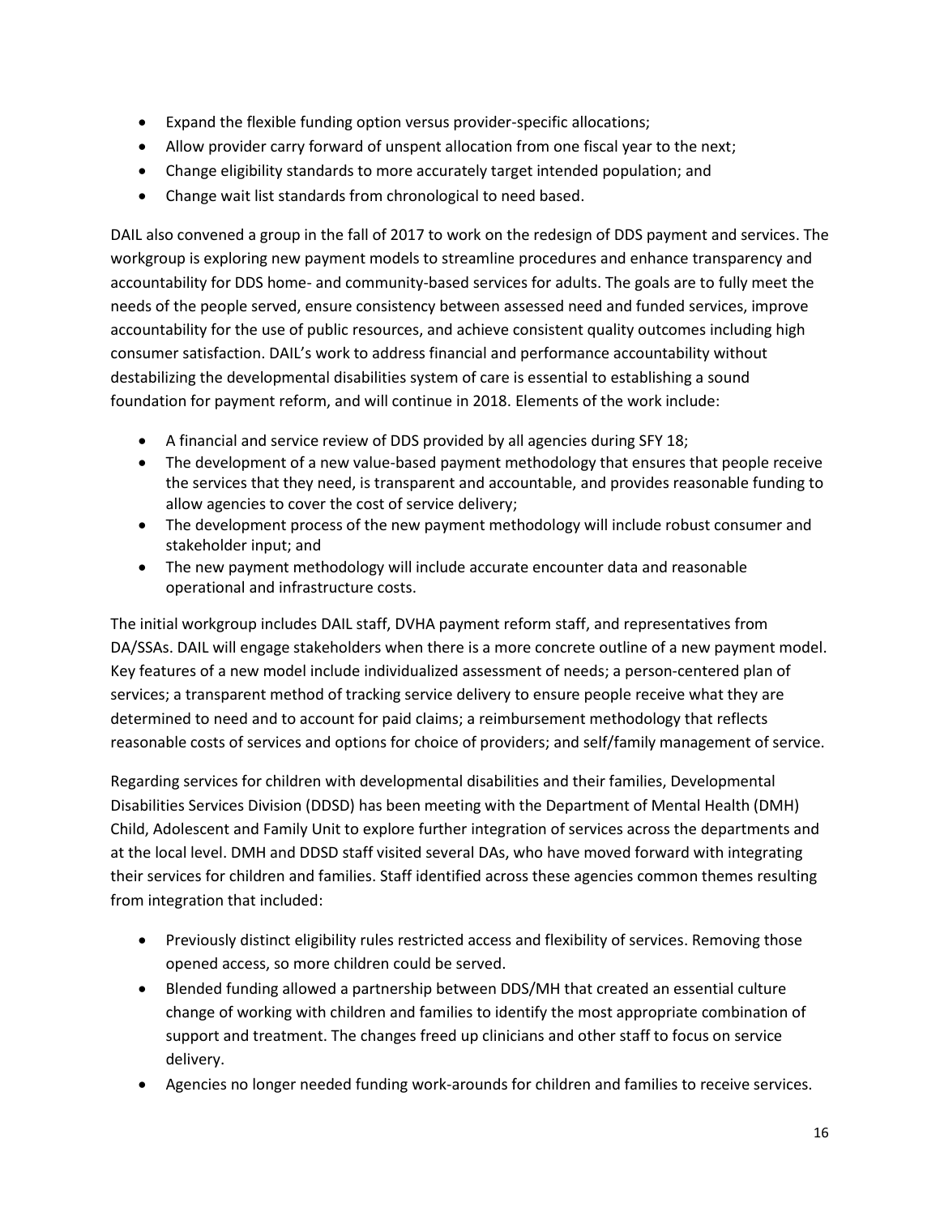- Expand the flexible funding option versus provider-specific allocations;
- Allow provider carry forward of unspent allocation from one fiscal year to the next;
- Change eligibility standards to more accurately target intended population; and
- Change wait list standards from chronological to need based.

DAIL also convened a group in the fall of 2017 to work on the redesign of DDS payment and services. The workgroup is exploring new payment models to streamline procedures and enhance transparency and accountability for DDS home- and community-based services for adults. The goals are to fully meet the needs of the people served, ensure consistency between assessed need and funded services, improve accountability for the use of public resources, and achieve consistent quality outcomes including high consumer satisfaction. DAIL's work to address financial and performance accountability without destabilizing the developmental disabilities system of care is essential to establishing a sound foundation for payment reform, and will continue in 2018. Elements of the work include:

- A financial and service review of DDS provided by all agencies during SFY 18;
- The development of a new value-based payment methodology that ensures that people receive the services that they need, is transparent and accountable, and provides reasonable funding to allow agencies to cover the cost of service delivery;
- The development process of the new payment methodology will include robust consumer and stakeholder input; and
- The new payment methodology will include accurate encounter data and reasonable operational and infrastructure costs.

The initial workgroup includes DAIL staff, DVHA payment reform staff, and representatives from DA/SSAs. DAIL will engage stakeholders when there is a more concrete outline of a new payment model. Key features of a new model include individualized assessment of needs; a person-centered plan of services; a transparent method of tracking service delivery to ensure people receive what they are determined to need and to account for paid claims; a reimbursement methodology that reflects reasonable costs of services and options for choice of providers; and self/family management of service.

Regarding services for children with developmental disabilities and their families, Developmental Disabilities Services Division (DDSD) has been meeting with the Department of Mental Health (DMH) Child, Adolescent and Family Unit to explore further integration of services across the departments and at the local level. DMH and DDSD staff visited several DAs, who have moved forward with integrating their services for children and families. Staff identified across these agencies common themes resulting from integration that included:

- Previously distinct eligibility rules restricted access and flexibility of services. Removing those opened access, so more children could be served.
- Blended funding allowed a partnership between DDS/MH that created an essential culture change of working with children and families to identify the most appropriate combination of support and treatment. The changes freed up clinicians and other staff to focus on service delivery.
- Agencies no longer needed funding work-arounds for children and families to receive services.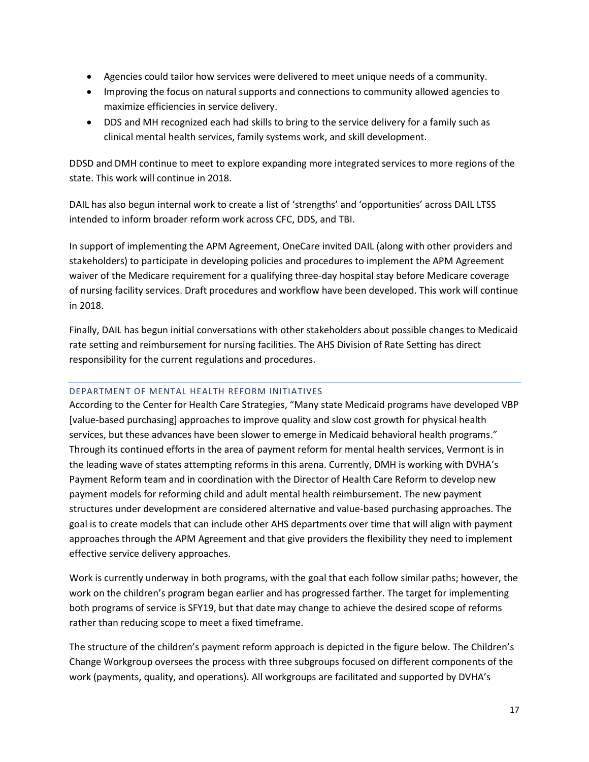- Agencies could tailor how services were delivered to meet unique needs of a community.
- Improving the focus on natural supports and connections to community allowed agencies to maximize efficiencies in service delivery.
- DDS and MH recognized each had skills to bring to the service delivery for a family such as clinical mental health services, family systems work, and skill development.

DDSD and DMH continue to meet to explore expanding more integrated services to more regions of the state. This work will continue in 2018.

DAIL has also begun internal work to create a list of 'strengths' and 'opportunities' across DAIL LTSS intended to inform broader reform work across CFC, DDS, and TBI.

In support of implementing the APM Agreement, OneCare invited DAIL (along with other providers and stakeholders) to participate in developing policies and procedures to implement the APM Agreement waiver of the Medicare requirement for a qualifying three-day hospital stay before Medicare coverage of nursing facility services. Draft procedures and workflow have been developed. This work will continue in 2018.

Finally, DAIL has begun initial conversations with other stakeholders about possible changes to Medicaid rate setting and reimbursement for nursing facilities. The AHS Division of Rate Setting has direct responsibility for the current regulations and procedures.

### DEPARTMENT OF MENTAL HEALTH REFORM INITIATIVES

According to the Center for Health Care Strategies, "Many state Medicaid programs have developed VBP [value-based purchasing] approaches to improve quality and slow cost growth for physical health services, but these advances have been slower to emerge in Medicaid behavioral health programs." Through its continued efforts in the area of payment reform for mental health services, Vermont is in the leading wave of states attempting reforms in this arena. Currently, DMH is working with DVHA's Payment Reform team and in coordination with the Director of Health Care Reform to develop new payment models for reforming child and adult mental health reimbursement. The new payment structures under development are considered alternative and value-based purchasing approaches. The goal is to create models that can include other AHS departments over time that will align with payment approaches through the APM Agreement and that give providers the flexibility they need to implement effective service delivery approaches.

Work is currently underway in both programs, with the goal that each follow similar paths; however, the work on the children's program began earlier and has progressed farther. The target for implementing both programs of service is SFY19, but that date may change to achieve the desired scope of reforms rather than reducing scope to meet a fixed timeframe.

The structure of the children's payment reform approach is depicted in the figure below. The Children's Change Workgroup oversees the process with three subgroups focused on different components of the work (payments, quality, and operations). All workgroups are facilitated and supported by DVHA's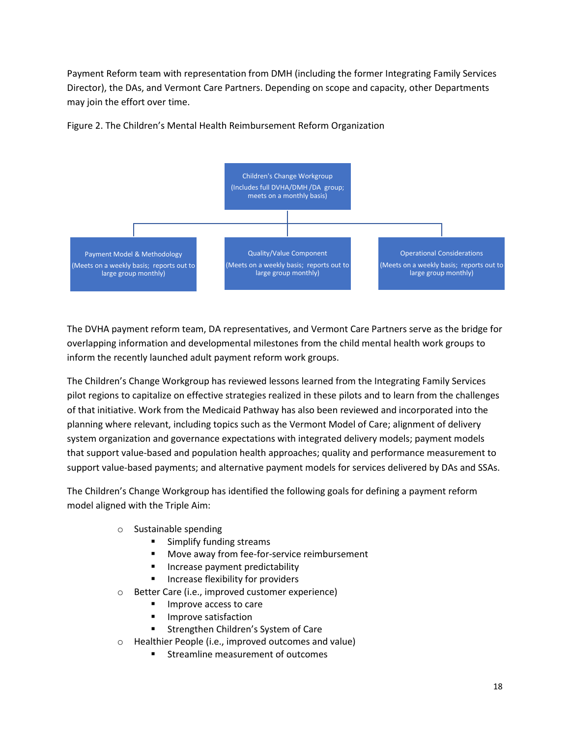Payment Reform team with representation from DMH (including the former Integrating Family Services Director), the DAs, and Vermont Care Partners. Depending on scope and capacity, other Departments may join the effort over time.

Figure 2. The Children's Mental Health Reimbursement Reform Organization

Children's Change Workgroup
(Includes full DVHA/DMH /DA group; meets on a monthly basis)

Payment Model & Methodology
(Meets on a weekly basis; reports out to large group monthly)

Quality/Value Component
(Meets on a weekly basis; reports out to large group monthly)

Operational Considerations
(Meets on a weekly basis; reports out to large group monthly)

The DVHA payment reform team, DA representatives, and Vermont Care Partners serve as the bridge for overlapping information and developmental milestones from the child mental health work groups to inform the recently launched adult payment reform work groups.

The Children's Change Workgroup has reviewed lessons learned from the Integrating Family Services pilot regions to capitalize on effective strategies realized in these pilots and to learn from the challenges of that initiative. Work from the Medicaid Pathway has also been reviewed and incorporated into the planning where relevant, including topics such as the Vermont Model of Care; alignment of delivery system organization and governance expectations with integrated delivery models; payment models that support value-based and population health approaches; quality and performance measurement to support value-based payments; and alternative payment models for services delivered by DAs and SSAs.

The Children's Change Workgroup has identified the following goals for defining a payment reform model aligned with the Triple Aim:

- Sustainable spending
  - Simplify funding streams
  - Move away from fee-for-service reimbursement
  - Increase payment predictability
  - Increase flexibility for providers
- Better Care (i.e., improved customer experience)
  - Improve access to care
  - Improve satisfaction
  - Strengthen Children's System of Care
- Healthier People (i.e., improved outcomes and value)
  - Streamline measurement of outcomes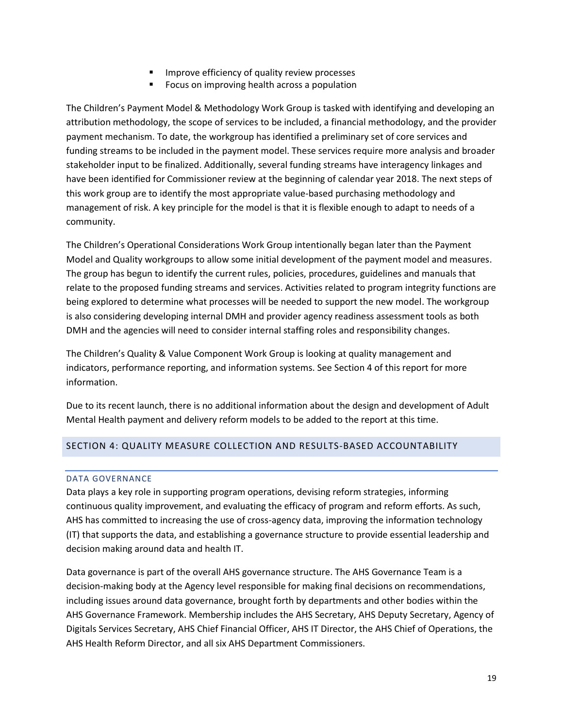- Improve efficiency of quality review processes
- Focus on improving health across a population

The Children's Payment Model & Methodology Work Group is tasked with identifying and developing an attribution methodology, the scope of services to be included, a financial methodology, and the provider payment mechanism. To date, the workgroup has identified a preliminary set of core services and funding streams to be included in the payment model. These services require more analysis and broader stakeholder input to be finalized. Additionally, several funding streams have interagency linkages and have been identified for Commissioner review at the beginning of calendar year 2018. The next steps of this work group are to identify the most appropriate value-based purchasing methodology and management of risk. A key principle for the model is that it is flexible enough to adapt to needs of a community.

The Children's Operational Considerations Work Group intentionally began later than the Payment Model and Quality workgroups to allow some initial development of the payment model and measures. The group has begun to identify the current rules, policies, procedures, guidelines and manuals that relate to the proposed funding streams and services. Activities related to program integrity functions are being explored to determine what processes will be needed to support the new model. The workgroup is also considering developing internal DMH and provider agency readiness assessment tools as both DMH and the agencies will need to consider internal staffing roles and responsibility changes.

The Children's Quality & Value Component Work Group is looking at quality management and indicators, performance reporting, and information systems. See Section 4 of this report for more information.

Due to its recent launch, there is no additional information about the design and development of Adult Mental Health payment and delivery reform models to be added to the report at this time.

## SECTION 4: QUALITY MEASURE COLLECTION AND RESULTS-BASED ACCOUNTABILITY

### DATA GOVERNANCE

Data plays a key role in supporting program operations, devising reform strategies, informing continuous quality improvement, and evaluating the efficacy of program and reform efforts. As such, AHS has committed to increasing the use of cross-agency data, improving the information technology (IT) that supports the data, and establishing a governance structure to provide essential leadership and decision making around data and health IT.

Data governance is part of the overall AHS governance structure. The AHS Governance Team is a decision-making body at the Agency level responsible for making final decisions on recommendations, including issues around data governance, brought forth by departments and other bodies within the AHS Governance Framework. Membership includes the AHS Secretary, AHS Deputy Secretary, Agency of Digitals Services Secretary, AHS Chief Financial Officer, AHS IT Director, the AHS Chief of Operations, the AHS Health Reform Director, and all six AHS Department Commissioners.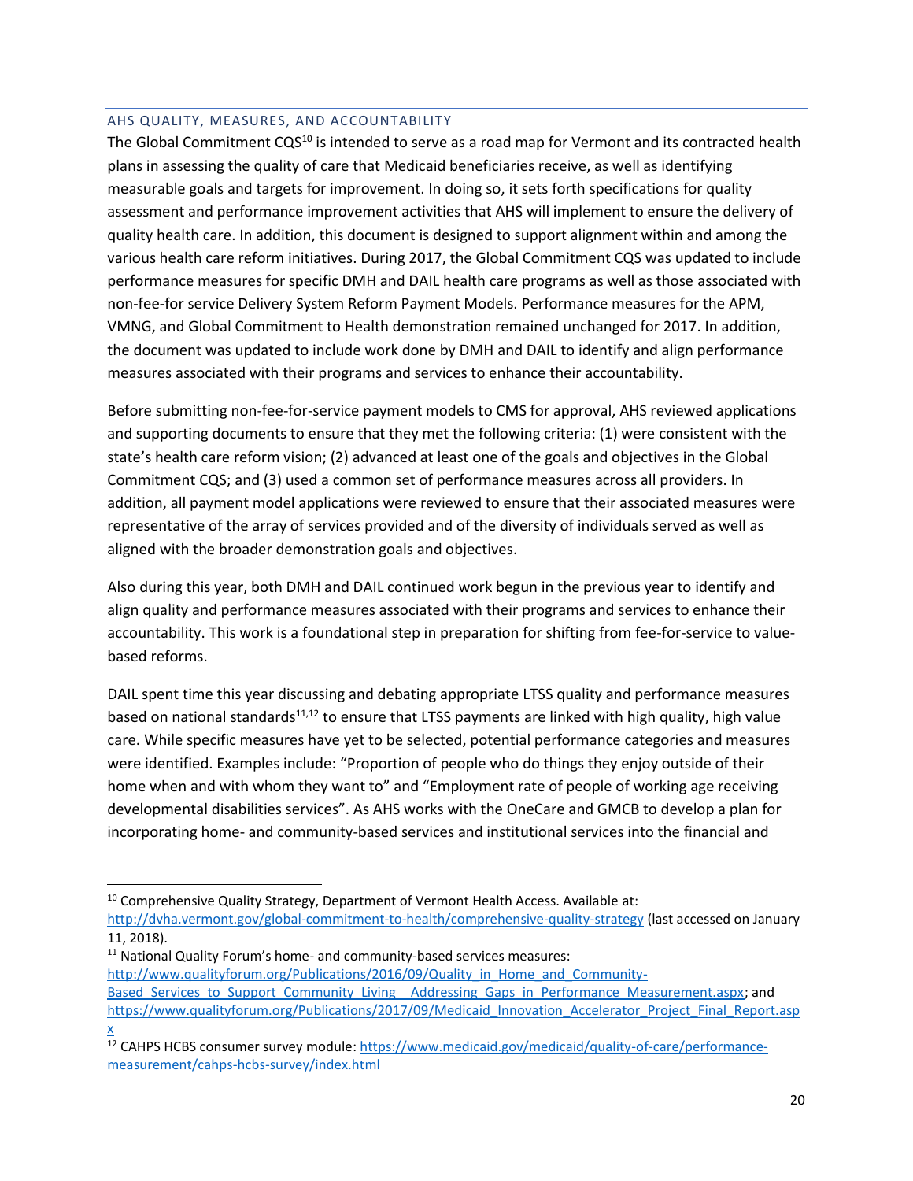## AHS QUALITY, MEASURES, AND ACCOUNTABILITY

The Global Commitment CQS[10] is intended to serve as a road map for Vermont and its contracted health plans in assessing the quality of care that Medicaid beneficiaries receive, as well as identifying measurable goals and targets for improvement. In doing so, it sets forth specifications for quality assessment and performance improvement activities that AHS will implement to ensure the delivery of quality health care. In addition, this document is designed to support alignment within and among the various health care reform initiatives. During 2017, the Global Commitment CQS was updated to include performance measures for specific DMH and DAIL health care programs as well as those associated with non-fee-for service Delivery System Reform Payment Models. Performance measures for the APM, VMNG, and Global Commitment to Health demonstration remained unchanged for 2017. In addition, the document was updated to include work done by DMH and DAIL to identify and align performance measures associated with their programs and services to enhance their accountability.

Before submitting non-fee-for-service payment models to CMS for approval, AHS reviewed applications and supporting documents to ensure that they met the following criteria: (1) were consistent with the state's health care reform vision; (2) advanced at least one of the goals and objectives in the Global Commitment CQS; and (3) used a common set of performance measures across all providers. In addition, all payment model applications were reviewed to ensure that their associated measures were representative of the array of services provided and of the diversity of individuals served as well as aligned with the broader demonstration goals and objectives.

Also during this year, both DMH and DAIL continued work begun in the previous year to identify and align quality and performance measures associated with their programs and services to enhance their accountability. This work is a foundational step in preparation for shifting from fee-for-service to value-based reforms.

DAIL spent time this year discussing and debating appropriate LTSS quality and performance measures based on national standards[11,12] to ensure that LTSS payments are linked with high quality, high value care. While specific measures have yet to be selected, potential performance categories and measures were identified. Examples include: "Proportion of people who do things they enjoy outside of their home when and with whom they want to" and "Employment rate of people of working age receiving developmental disabilities services". As AHS works with the OneCare and GMCB to develop a plan for incorporating home- and community-based services and institutional services into the financial and

---

[10] Comprehensive Quality Strategy, Department of Vermont Health Access. Available at: http://dvha.vermont.gov/global-commitment-to-health/comprehensive-quality-strategy (last accessed on January 11, 2018).

[11] National Quality Forum's home- and community-based services measures: http://www.qualityforum.org/Publications/2016/09/Quality_in_Home_and_Community-Based_Services_to_Support_Community_Living__Addressing_Gaps_in_Performance_Measurement.aspx; and https://www.qualityforum.org/Publications/2017/09/Medicaid_Innovation_Accelerator_Project_Final_Report.aspx

[12] CAHPS HCBS consumer survey module: https://www.medicaid.gov/medicaid/quality-of-care/performance-measurement/cahps-hcbs-survey/index.html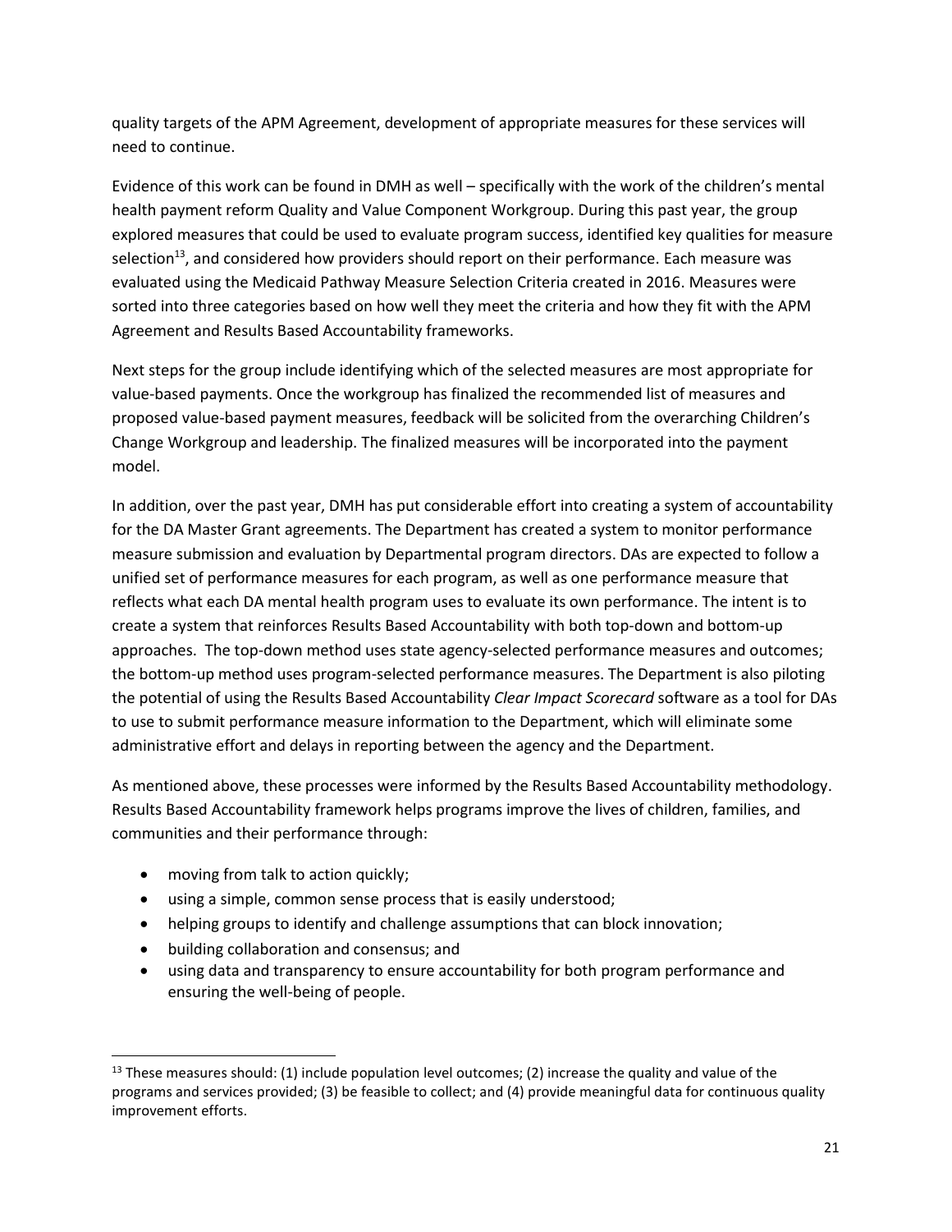quality targets of the APM Agreement, development of appropriate measures for these services will need to continue.

Evidence of this work can be found in DMH as well – specifically with the work of the children's mental health payment reform Quality and Value Component Workgroup. During this past year, the group explored measures that could be used to evaluate program success, identified key qualities for measure selection[13], and considered how providers should report on their performance. Each measure was evaluated using the Medicaid Pathway Measure Selection Criteria created in 2016. Measures were sorted into three categories based on how well they meet the criteria and how they fit with the APM Agreement and Results Based Accountability frameworks.

Next steps for the group include identifying which of the selected measures are most appropriate for value-based payments. Once the workgroup has finalized the recommended list of measures and proposed value-based payment measures, feedback will be solicited from the overarching Children's Change Workgroup and leadership. The finalized measures will be incorporated into the payment model.

In addition, over the past year, DMH has put considerable effort into creating a system of accountability for the DA Master Grant agreements. The Department has created a system to monitor performance measure submission and evaluation by Departmental program directors. DAs are expected to follow a unified set of performance measures for each program, as well as one performance measure that reflects what each DA mental health program uses to evaluate its own performance. The intent is to create a system that reinforces Results Based Accountability with both top-down and bottom-up approaches. The top-down method uses state agency-selected performance measures and outcomes; the bottom-up method uses program-selected performance measures. The Department is also piloting the potential of using the Results Based Accountability *Clear Impact Scorecard* software as a tool for DAs to use to submit performance measure information to the Department, which will eliminate some administrative effort and delays in reporting between the agency and the Department.

As mentioned above, these processes were informed by the Results Based Accountability methodology. Results Based Accountability framework helps programs improve the lives of children, families, and communities and their performance through:

- moving from talk to action quickly;
- using a simple, common sense process that is easily understood;
- helping groups to identify and challenge assumptions that can block innovation;
- building collaboration and consensus; and
- using data and transparency to ensure accountability for both program performance and ensuring the well-being of people.

---

[13] These measures should: (1) include population level outcomes; (2) increase the quality and value of the programs and services provided; (3) be feasible to collect; and (4) provide meaningful data for continuous quality improvement efforts.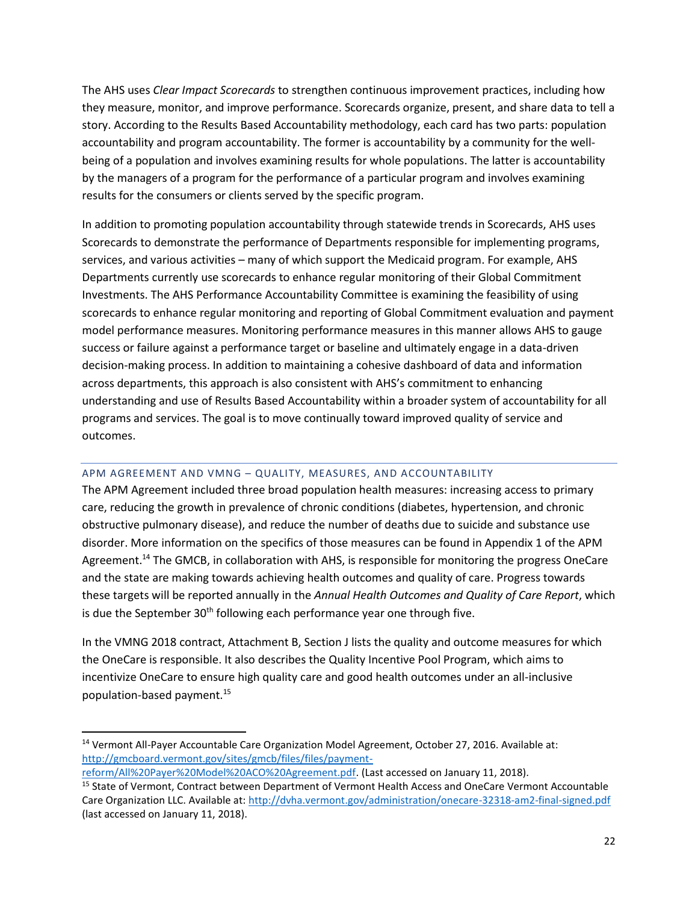The AHS uses *Clear Impact Scorecards* to strengthen continuous improvement practices, including how they measure, monitor, and improve performance. Scorecards organize, present, and share data to tell a story. According to the Results Based Accountability methodology, each card has two parts: population accountability and program accountability. The former is accountability by a community for the well-being of a population and involves examining results for whole populations. The latter is accountability by the managers of a program for the performance of a particular program and involves examining results for the consumers or clients served by the specific program.

In addition to promoting population accountability through statewide trends in Scorecards, AHS uses Scorecards to demonstrate the performance of Departments responsible for implementing programs, services, and various activities – many of which support the Medicaid program. For example, AHS Departments currently use scorecards to enhance regular monitoring of their Global Commitment Investments. The AHS Performance Accountability Committee is examining the feasibility of using scorecards to enhance regular monitoring and reporting of Global Commitment evaluation and payment model performance measures. Monitoring performance measures in this manner allows AHS to gauge success or failure against a performance target or baseline and ultimately engage in a data-driven decision-making process. In addition to maintaining a cohesive dashboard of data and information across departments, this approach is also consistent with AHS's commitment to enhancing understanding and use of Results Based Accountability within a broader system of accountability for all programs and services. The goal is to move continually toward improved quality of service and outcomes.

## APM AGREEMENT AND VMNG – QUALITY, MEASURES, AND ACCOUNTABILITY

The APM Agreement included three broad population health measures: increasing access to primary care, reducing the growth in prevalence of chronic conditions (diabetes, hypertension, and chronic obstructive pulmonary disease), and reduce the number of deaths due to suicide and substance use disorder. More information on the specifics of those measures can be found in Appendix 1 of the APM Agreement.[14] The GMCB, in collaboration with AHS, is responsible for monitoring the progress OneCare and the state are making towards achieving health outcomes and quality of care. Progress towards these targets will be reported annually in the *Annual Health Outcomes and Quality of Care Report*, which is due the September 30th following each performance year one through five.

In the VMNG 2018 contract, Attachment B, Section J lists the quality and outcome measures for which the OneCare is responsible. It also describes the Quality Incentive Pool Program, which aims to incentivize OneCare to ensure high quality care and good health outcomes under an all-inclusive population-based payment.[15]

---

[14] Vermont All-Payer Accountable Care Organization Model Agreement, October 27, 2016. Available at: http://gmcboard.vermont.gov/sites/gmcb/files/files/payment-reform/All%20Payer%20Model%20ACO%20Agreement.pdf. (Last accessed on January 11, 2018).

[15] State of Vermont, Contract between Department of Vermont Health Access and OneCare Vermont Accountable Care Organization LLC. Available at: http://dvha.vermont.gov/administration/onecare-32318-am2-final-signed.pdf (last accessed on January 11, 2018).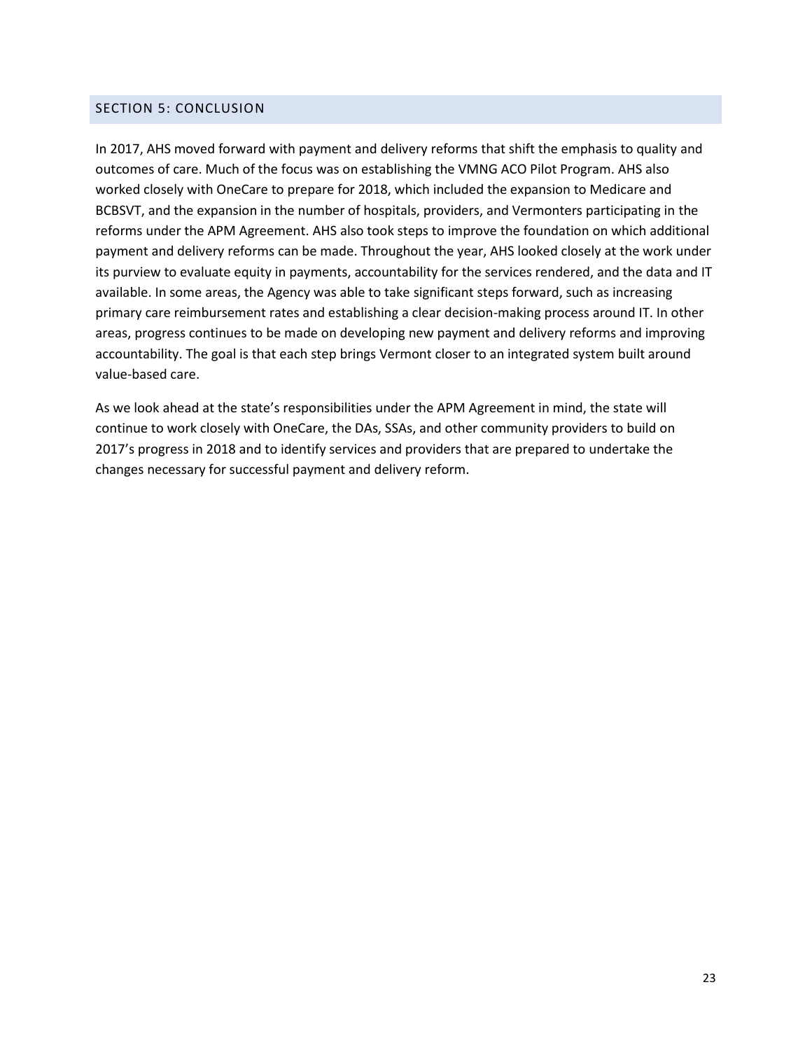## SECTION 5: CONCLUSION

In 2017, AHS moved forward with payment and delivery reforms that shift the emphasis to quality and outcomes of care. Much of the focus was on establishing the VMNG ACO Pilot Program. AHS also worked closely with OneCare to prepare for 2018, which included the expansion to Medicare and BCBSVT, and the expansion in the number of hospitals, providers, and Vermonters participating in the reforms under the APM Agreement. AHS also took steps to improve the foundation on which additional payment and delivery reforms can be made. Throughout the year, AHS looked closely at the work under its purview to evaluate equity in payments, accountability for the services rendered, and the data and IT available. In some areas, the Agency was able to take significant steps forward, such as increasing primary care reimbursement rates and establishing a clear decision-making process around IT. In other areas, progress continues to be made on developing new payment and delivery reforms and improving accountability. The goal is that each step brings Vermont closer to an integrated system built around value-based care.

As we look ahead at the state's responsibilities under the APM Agreement in mind, the state will continue to work closely with OneCare, the DAs, SSAs, and other community providers to build on 2017's progress in 2018 and to identify services and providers that are prepared to undertake the changes necessary for successful payment and delivery reform.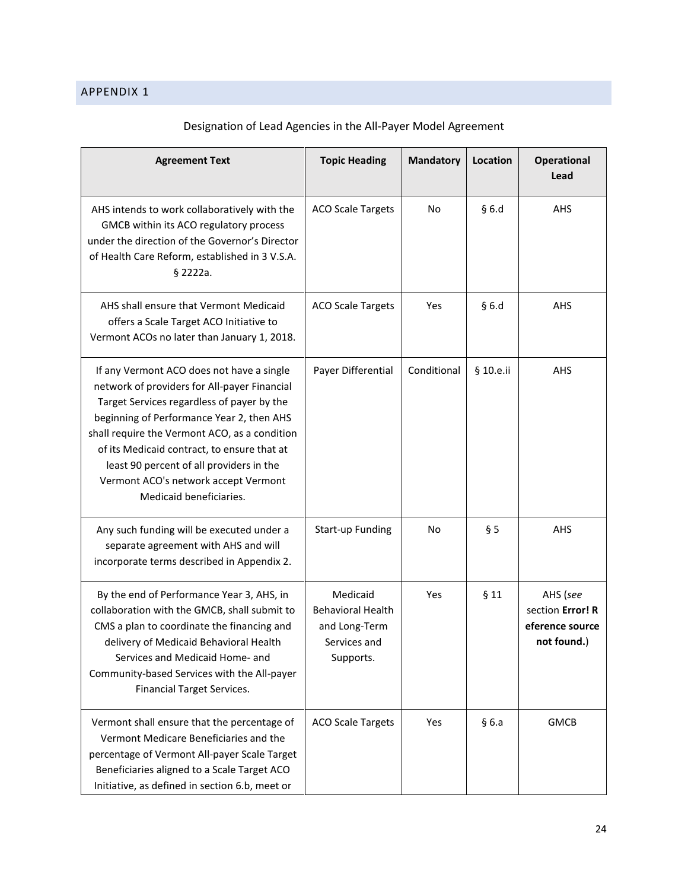## APPENDIX 1

Designation of Lead Agencies in the All-Payer Model Agreement

| Agreement Text | Topic Heading | Mandatory | Location | Operational Lead |
|---|---|---|---|---|
| AHS intends to work collaboratively with the GMCB within its ACO regulatory process under the direction of the Governor's Director of Health Care Reform, established in 3 V.S.A. § 2222a. | ACO Scale Targets | No | § 6.d | AHS |
| AHS shall ensure that Vermont Medicaid offers a Scale Target ACO Initiative to Vermont ACOs no later than January 1, 2018. | ACO Scale Targets | Yes | § 6.d | AHS |
| If any Vermont ACO does not have a single network of providers for All-payer Financial Target Services regardless of payer by the beginning of Performance Year 2, then AHS shall require the Vermont ACO, as a condition of its Medicaid contract, to ensure that at least 90 percent of all providers in the Vermont ACO's network accept Vermont Medicaid beneficiaries. | Payer Differential | Conditional | § 10.e.ii | AHS |
| Any such funding will be executed under a separate agreement with AHS and will incorporate terms described in Appendix 2. | Start-up Funding | No | § 5 | AHS |
| By the end of Performance Year 3, AHS, in collaboration with the GMCB, shall submit to CMS a plan to coordinate the financing and delivery of Medicaid Behavioral Health Services and Medicaid Home- and Community-based Services with the All-payer Financial Target Services. | Medicaid Behavioral Health and Long-Term Services and Supports. | Yes | § 11 | AHS (*see* section **Error! Reference source not found.**) |
| Vermont shall ensure that the percentage of Vermont Medicare Beneficiaries and the percentage of Vermont All-payer Scale Target Beneficiaries aligned to a Scale Target ACO Initiative, as defined in section 6.b, meet or | ACO Scale Targets | Yes | § 6.a | GMCB |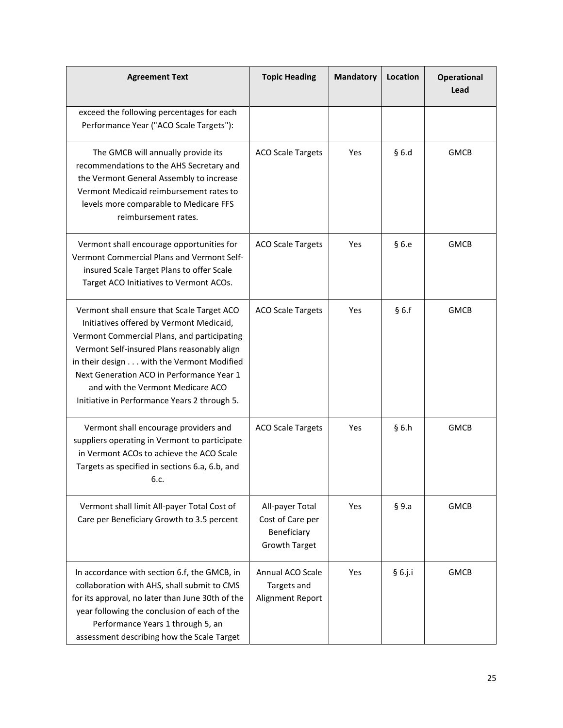| Agreement Text | Topic Heading | Mandatory | Location | Operational Lead |
|---|---|---|---|---|
| exceed the following percentages for each Performance Year ("ACO Scale Targets"): | | | | |
| The GMCB will annually provide its recommendations to the AHS Secretary and the Vermont General Assembly to increase Vermont Medicaid reimbursement rates to levels more comparable to Medicare FFS reimbursement rates. | ACO Scale Targets | Yes | § 6.d | GMCB |
| Vermont shall encourage opportunities for Vermont Commercial Plans and Vermont Self-insured Scale Target Plans to offer Scale Target ACO Initiatives to Vermont ACOs. | ACO Scale Targets | Yes | § 6.e | GMCB |
| Vermont shall ensure that Scale Target ACO Initiatives offered by Vermont Medicaid, Vermont Commercial Plans, and participating Vermont Self-insured Plans reasonably align in their design . . . with the Vermont Modified Next Generation ACO in Performance Year 1 and with the Vermont Medicare ACO Initiative in Performance Years 2 through 5. | ACO Scale Targets | Yes | § 6.f | GMCB |
| Vermont shall encourage providers and suppliers operating in Vermont to participate in Vermont ACOs to achieve the ACO Scale Targets as specified in sections 6.a, 6.b, and 6.c. | ACO Scale Targets | Yes | § 6.h | GMCB |
| Vermont shall limit All-payer Total Cost of Care per Beneficiary Growth to 3.5 percent | All-payer Total Cost of Care per Beneficiary Growth Target | Yes | § 9.a | GMCB |
| In accordance with section 6.f, the GMCB, in collaboration with AHS, shall submit to CMS for its approval, no later than June 30th of the year following the conclusion of each of the Performance Years 1 through 5, an assessment describing how the Scale Target | Annual ACO Scale Targets and Alignment Report | Yes | § 6.j.i | GMCB |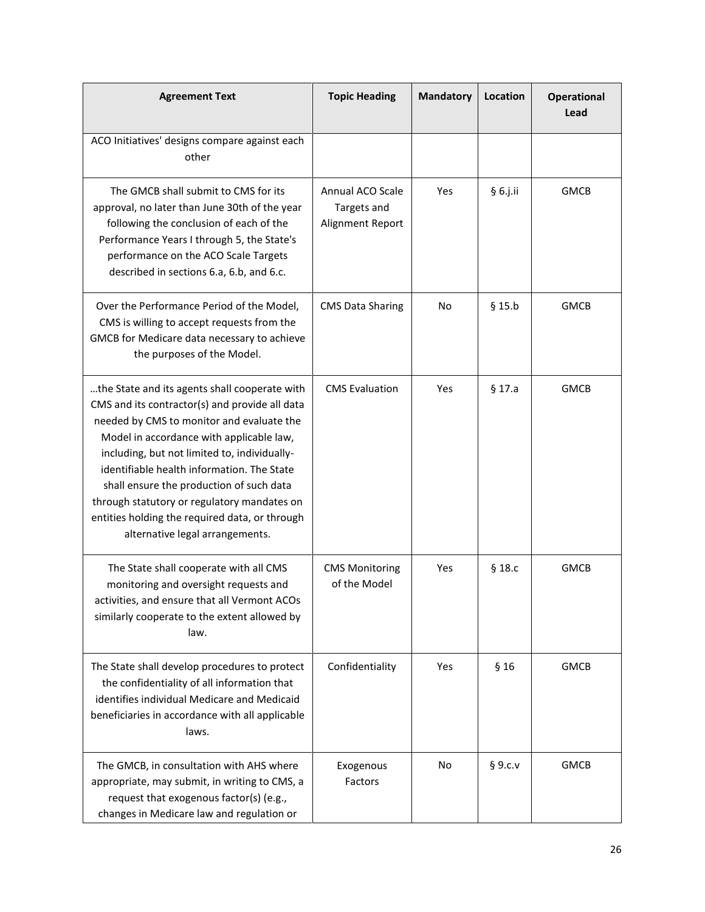| Agreement Text | Topic Heading | Mandatory | Location | Operational Lead |
|---|---|---|---|---|
| ACO Initiatives' designs compare against each other | | | | |
| The GMCB shall submit to CMS for its approval, no later than June 30th of the year following the conclusion of each of the Performance Years I through 5, the State's performance on the ACO Scale Targets described in sections 6.a, 6.b, and 6.c. | Annual ACO Scale Targets and Alignment Report | Yes | § 6.j.ii | GMCB |
| Over the Performance Period of the Model, CMS is willing to accept requests from the GMCB for Medicare data necessary to achieve the purposes of the Model. | CMS Data Sharing | No | § 15.b | GMCB |
| …the State and its agents shall cooperate with CMS and its contractor(s) and provide all data needed by CMS to monitor and evaluate the Model in accordance with applicable law, including, but not limited to, individually-identifiable health information. The State shall ensure the production of such data through statutory or regulatory mandates on entities holding the required data, or through alternative legal arrangements. | CMS Evaluation | Yes | § 17.a | GMCB |
| The State shall cooperate with all CMS monitoring and oversight requests and activities, and ensure that all Vermont ACOs similarly cooperate to the extent allowed by law. | CMS Monitoring of the Model | Yes | § 18.c | GMCB |
| The State shall develop procedures to protect the confidentiality of all information that identifies individual Medicare and Medicaid beneficiaries in accordance with all applicable laws. | Confidentiality | Yes | § 16 | GMCB |
| The GMCB, in consultation with AHS where appropriate, may submit, in writing to CMS, a request that exogenous factor(s) (e.g., changes in Medicare law and regulation or | Exogenous Factors | No | § 9.c.v | GMCB |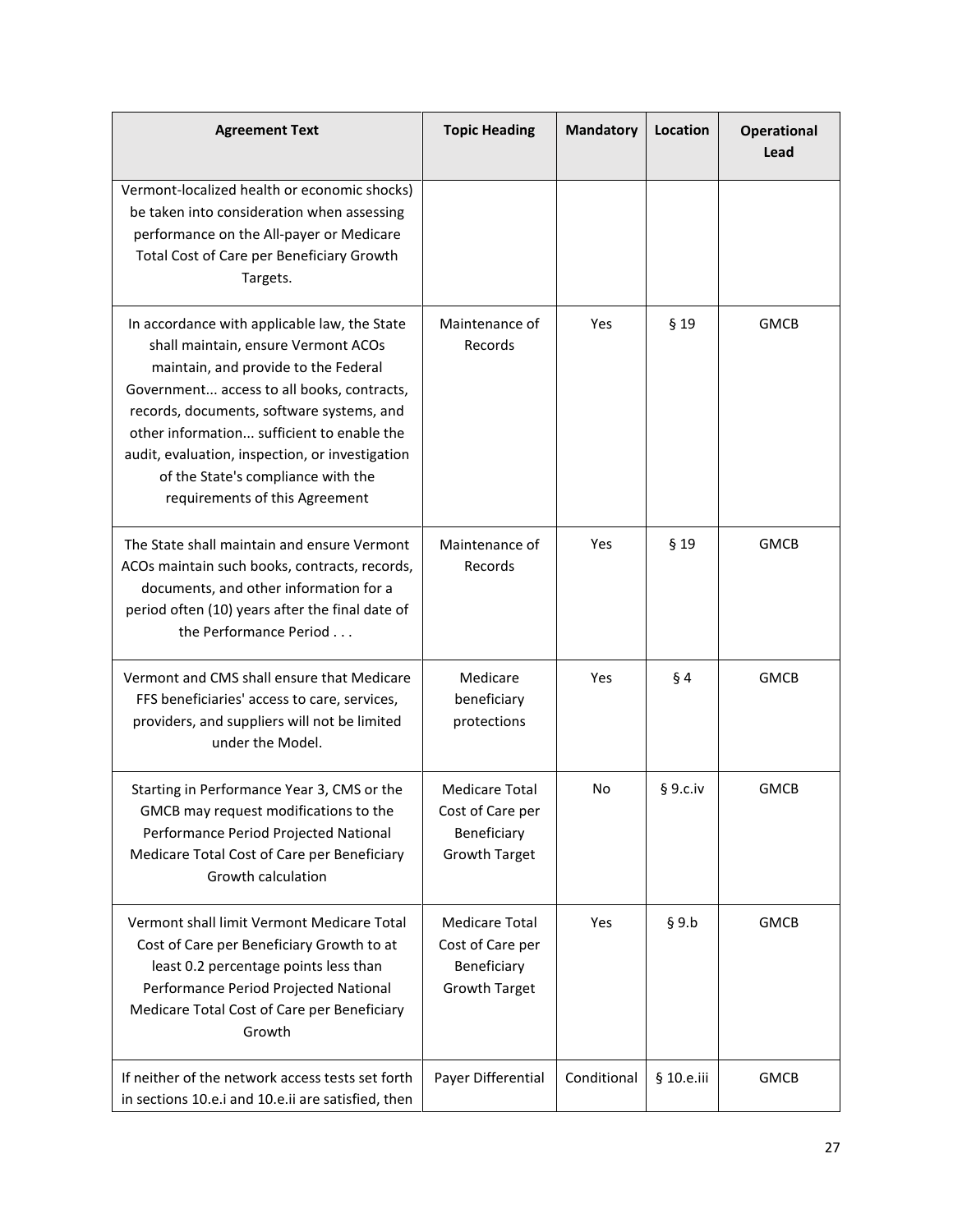| Agreement Text | Topic Heading | Mandatory | Location | Operational Lead |
|---|---|---|---|---|
| Vermont-localized health or economic shocks) be taken into consideration when assessing performance on the All-payer or Medicare Total Cost of Care per Beneficiary Growth Targets. | | | | |
| In accordance with applicable law, the State shall maintain, ensure Vermont ACOs maintain, and provide to the Federal Government... access to all books, contracts, records, documents, software systems, and other information... sufficient to enable the audit, evaluation, inspection, or investigation of the State's compliance with the requirements of this Agreement | Maintenance of Records | Yes | § 19 | GMCB |
| The State shall maintain and ensure Vermont ACOs maintain such books, contracts, records, documents, and other information for a period often (10) years after the final date of the Performance Period . . . | Maintenance of Records | Yes | § 19 | GMCB |
| Vermont and CMS shall ensure that Medicare FFS beneficiaries' access to care, services, providers, and suppliers will not be limited under the Model. | Medicare beneficiary protections | Yes | § 4 | GMCB |
| Starting in Performance Year 3, CMS or the GMCB may request modifications to the Performance Period Projected National Medicare Total Cost of Care per Beneficiary Growth calculation | Medicare Total Cost of Care per Beneficiary Growth Target | No | § 9.c.iv | GMCB |
| Vermont shall limit Vermont Medicare Total Cost of Care per Beneficiary Growth to at least 0.2 percentage points less than Performance Period Projected National Medicare Total Cost of Care per Beneficiary Growth | Medicare Total Cost of Care per Beneficiary Growth Target | Yes | § 9.b | GMCB |
| If neither of the network access tests set forth in sections 10.e.i and 10.e.ii are satisfied, then | Payer Differential | Conditional | § 10.e.iii | GMCB |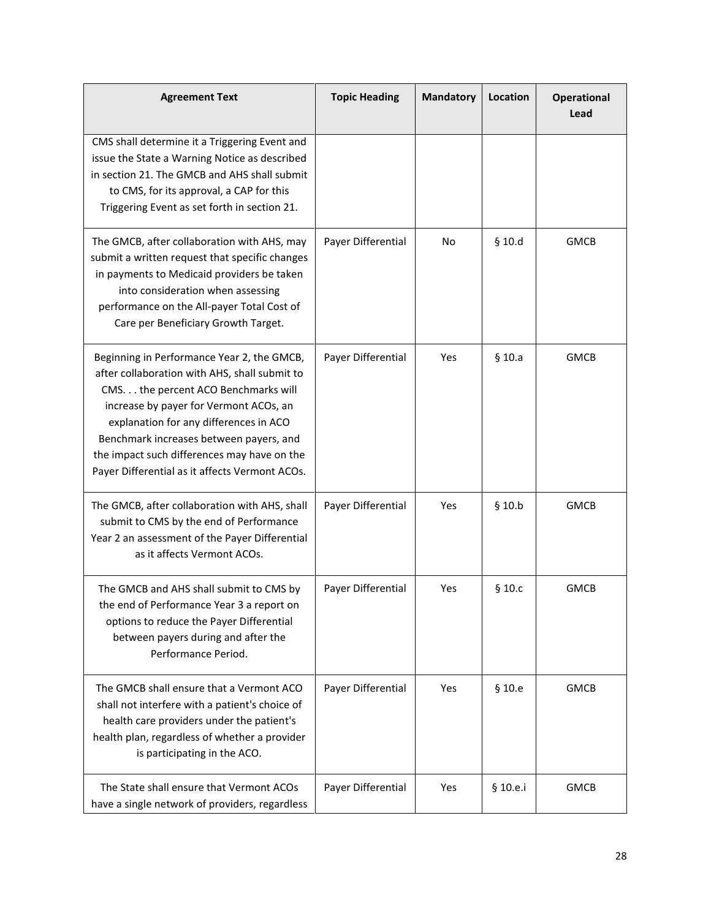| Agreement Text | Topic Heading | Mandatory | Location | Operational Lead |
|---|---|---|---|---|
| CMS shall determine it a Triggering Event and issue the State a Warning Notice as described in section 21. The GMCB and AHS shall submit to CMS, for its approval, a CAP for this Triggering Event as set forth in section 21. | | | | |
| The GMCB, after collaboration with AHS, may submit a written request that specific changes in payments to Medicaid providers be taken into consideration when assessing performance on the All-payer Total Cost of Care per Beneficiary Growth Target. | Payer Differential | No | § 10.d | GMCB |
| Beginning in Performance Year 2, the GMCB, after collaboration with AHS, shall submit to CMS. . . the percent ACO Benchmarks will increase by payer for Vermont ACOs, an explanation for any differences in ACO Benchmark increases between payers, and the impact such differences may have on the Payer Differential as it affects Vermont ACOs. | Payer Differential | Yes | § 10.a | GMCB |
| The GMCB, after collaboration with AHS, shall submit to CMS by the end of Performance Year 2 an assessment of the Payer Differential as it affects Vermont ACOs. | Payer Differential | Yes | § 10.b | GMCB |
| The GMCB and AHS shall submit to CMS by the end of Performance Year 3 a report on options to reduce the Payer Differential between payers during and after the Performance Period. | Payer Differential | Yes | § 10.c | GMCB |
| The GMCB shall ensure that a Vermont ACO shall not interfere with a patient's choice of health care providers under the patient's health plan, regardless of whether a provider is participating in the ACO. | Payer Differential | Yes | § 10.e | GMCB |
| The State shall ensure that Vermont ACOs have a single network of providers, regardless | Payer Differential | Yes | § 10.e.i | GMCB |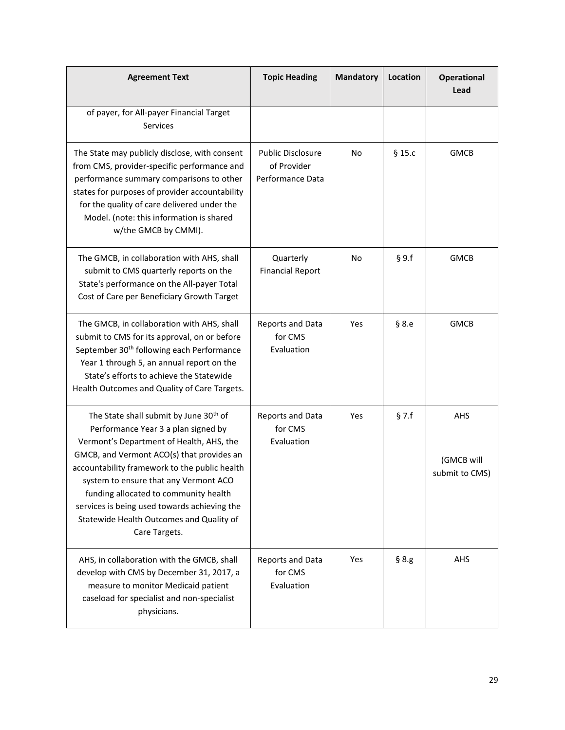| Agreement Text | Topic Heading | Mandatory | Location | Operational Lead |
| --- | --- | --- | --- | --- |
| of payer, for All-payer Financial Target Services | | | | |
| The State may publicly disclose, with consent from CMS, provider-specific performance and performance summary comparisons to other states for purposes of provider accountability for the quality of care delivered under the Model. (note: this information is shared w/the GMCB by CMMI). | Public Disclosure of Provider Performance Data | No | § 15.c | GMCB |
| The GMCB, in collaboration with AHS, shall submit to CMS quarterly reports on the State's performance on the All-payer Total Cost of Care per Beneficiary Growth Target | Quarterly Financial Report | No | § 9.f | GMCB |
| The GMCB, in collaboration with AHS, shall submit to CMS for its approval, on or before September 30th following each Performance Year 1 through 5, an annual report on the State's efforts to achieve the Statewide Health Outcomes and Quality of Care Targets. | Reports and Data for CMS Evaluation | Yes | § 8.e | GMCB |
| The State shall submit by June 30th of Performance Year 3 a plan signed by Vermont's Department of Health, AHS, the GMCB, and Vermont ACO(s) that provides an accountability framework to the public health system to ensure that any Vermont ACO funding allocated to community health services is being used towards achieving the Statewide Health Outcomes and Quality of Care Targets. | Reports and Data for CMS Evaluation | Yes | § 7.f | AHS (GMCB will submit to CMS) |
| AHS, in collaboration with the GMCB, shall develop with CMS by December 31, 2017, a measure to monitor Medicaid patient caseload for specialist and non-specialist physicians. | Reports and Data for CMS Evaluation | Yes | § 8.g | AHS |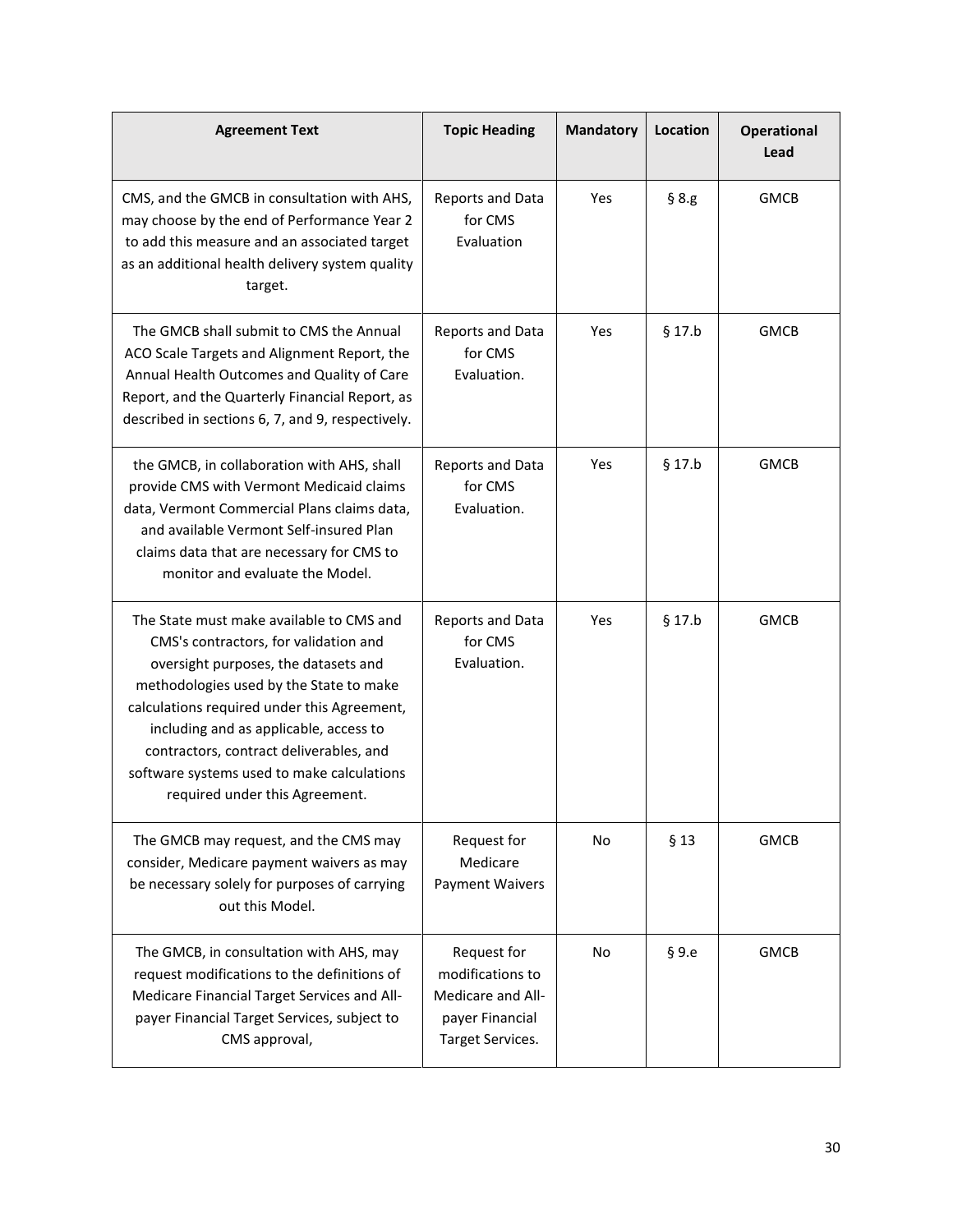| Agreement Text | Topic Heading | Mandatory | Location | Operational Lead |
|---|---|---|---|---|
| CMS, and the GMCB in consultation with AHS, may choose by the end of Performance Year 2 to add this measure and an associated target as an additional health delivery system quality target. | Reports and Data for CMS Evaluation | Yes | § 8.g | GMCB |
| The GMCB shall submit to CMS the Annual ACO Scale Targets and Alignment Report, the Annual Health Outcomes and Quality of Care Report, and the Quarterly Financial Report, as described in sections 6, 7, and 9, respectively. | Reports and Data for CMS Evaluation. | Yes | § 17.b | GMCB |
| the GMCB, in collaboration with AHS, shall provide CMS with Vermont Medicaid claims data, Vermont Commercial Plans claims data, and available Vermont Self-insured Plan claims data that are necessary for CMS to monitor and evaluate the Model. | Reports and Data for CMS Evaluation. | Yes | § 17.b | GMCB |
| The State must make available to CMS and CMS's contractors, for validation and oversight purposes, the datasets and methodologies used by the State to make calculations required under this Agreement, including and as applicable, access to contractors, contract deliverables, and software systems used to make calculations required under this Agreement. | Reports and Data for CMS Evaluation. | Yes | § 17.b | GMCB |
| The GMCB may request, and the CMS may consider, Medicare payment waivers as may be necessary solely for purposes of carrying out this Model. | Request for Medicare Payment Waivers | No | § 13 | GMCB |
| The GMCB, in consultation with AHS, may request modifications to the definitions of Medicare Financial Target Services and All-payer Financial Target Services, subject to CMS approval, | Request for modifications to Medicare and All-payer Financial Target Services. | No | § 9.e | GMCB |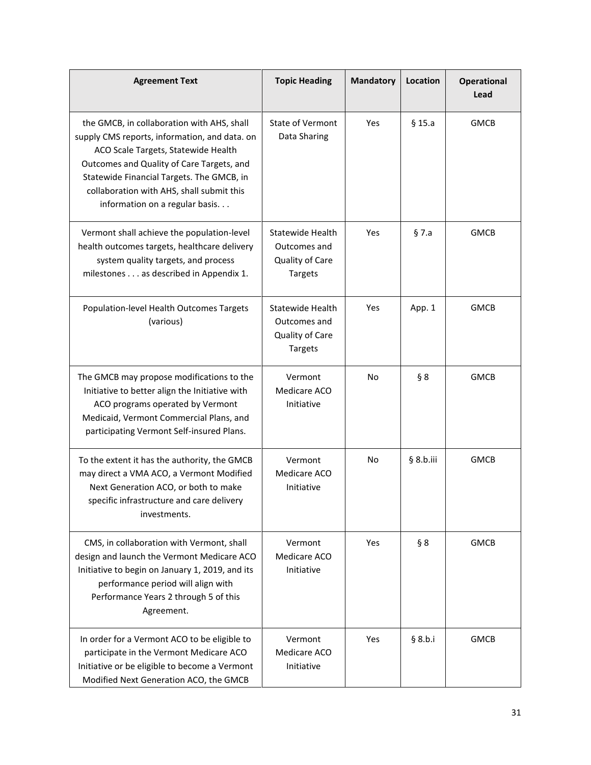| Agreement Text | Topic Heading | Mandatory | Location | Operational Lead |
|---|---|---|---|---|
| the GMCB, in collaboration with AHS, shall supply CMS reports, information, and data. on ACO Scale Targets, Statewide Health Outcomes and Quality of Care Targets, and Statewide Financial Targets. The GMCB, in collaboration with AHS, shall submit this information on a regular basis. . . | State of Vermont Data Sharing | Yes | § 15.a | GMCB |
| Vermont shall achieve the population-level health outcomes targets, healthcare delivery system quality targets, and process milestones . . . as described in Appendix 1. | Statewide Health Outcomes and Quality of Care Targets | Yes | § 7.a | GMCB |
| Population-level Health Outcomes Targets (various) | Statewide Health Outcomes and Quality of Care Targets | Yes | App. 1 | GMCB |
| The GMCB may propose modifications to the Initiative to better align the Initiative with ACO programs operated by Vermont Medicaid, Vermont Commercial Plans, and participating Vermont Self-insured Plans. | Vermont Medicare ACO Initiative | No | § 8 | GMCB |
| To the extent it has the authority, the GMCB may direct a VMA ACO, a Vermont Modified Next Generation ACO, or both to make specific infrastructure and care delivery investments. | Vermont Medicare ACO Initiative | No | § 8.b.iii | GMCB |
| CMS, in collaboration with Vermont, shall design and launch the Vermont Medicare ACO Initiative to begin on January 1, 2019, and its performance period will align with Performance Years 2 through 5 of this Agreement. | Vermont Medicare ACO Initiative | Yes | § 8 | GMCB |
| In order for a Vermont ACO to be eligible to participate in the Vermont Medicare ACO Initiative or be eligible to become a Vermont Modified Next Generation ACO, the GMCB | Vermont Medicare ACO Initiative | Yes | § 8.b.i | GMCB |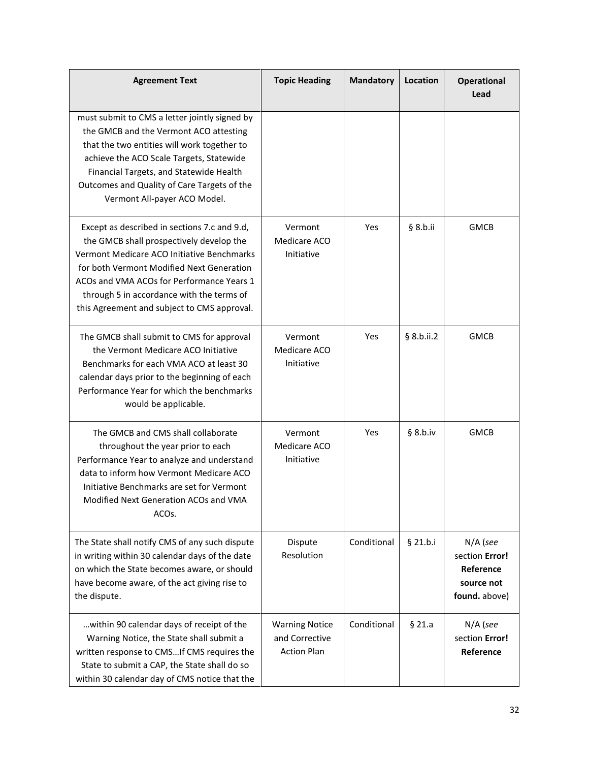| Agreement Text | Topic Heading | Mandatory | Location | Operational Lead |
| --- | --- | --- | --- | --- |
| must submit to CMS a letter jointly signed by the GMCB and the Vermont ACO attesting that the two entities will work together to achieve the ACO Scale Targets, Statewide Financial Targets, and Statewide Health Outcomes and Quality of Care Targets of the Vermont All-payer ACO Model. | | | | |
| Except as described in sections 7.c and 9.d, the GMCB shall prospectively develop the Vermont Medicare ACO Initiative Benchmarks for both Vermont Modified Next Generation ACOs and VMA ACOs for Performance Years 1 through 5 in accordance with the terms of this Agreement and subject to CMS approval. | Vermont Medicare ACO Initiative | Yes | § 8.b.ii | GMCB |
| The GMCB shall submit to CMS for approval the Vermont Medicare ACO Initiative Benchmarks for each VMA ACO at least 30 calendar days prior to the beginning of each Performance Year for which the benchmarks would be applicable. | Vermont Medicare ACO Initiative | Yes | § 8.b.ii.2 | GMCB |
| The GMCB and CMS shall collaborate throughout the year prior to each Performance Year to analyze and understand data to inform how Vermont Medicare ACO Initiative Benchmarks are set for Vermont Modified Next Generation ACOs and VMA ACOs. | Vermont Medicare ACO Initiative | Yes | § 8.b.iv | GMCB |
| The State shall notify CMS of any such dispute in writing within 30 calendar days of the date on which the State becomes aware, or should have become aware, of the act giving rise to the dispute. | Dispute Resolution | Conditional | § 21.b.i | N/A (*see* section **Error! Reference source not found.** above) |
| …within 90 calendar days of receipt of the Warning Notice, the State shall submit a written response to CMS…If CMS requires the State to submit a CAP, the State shall do so within 30 calendar day of CMS notice that the | Warning Notice and Corrective Action Plan | Conditional | § 21.a | N/A (*see* section **Error! Reference** |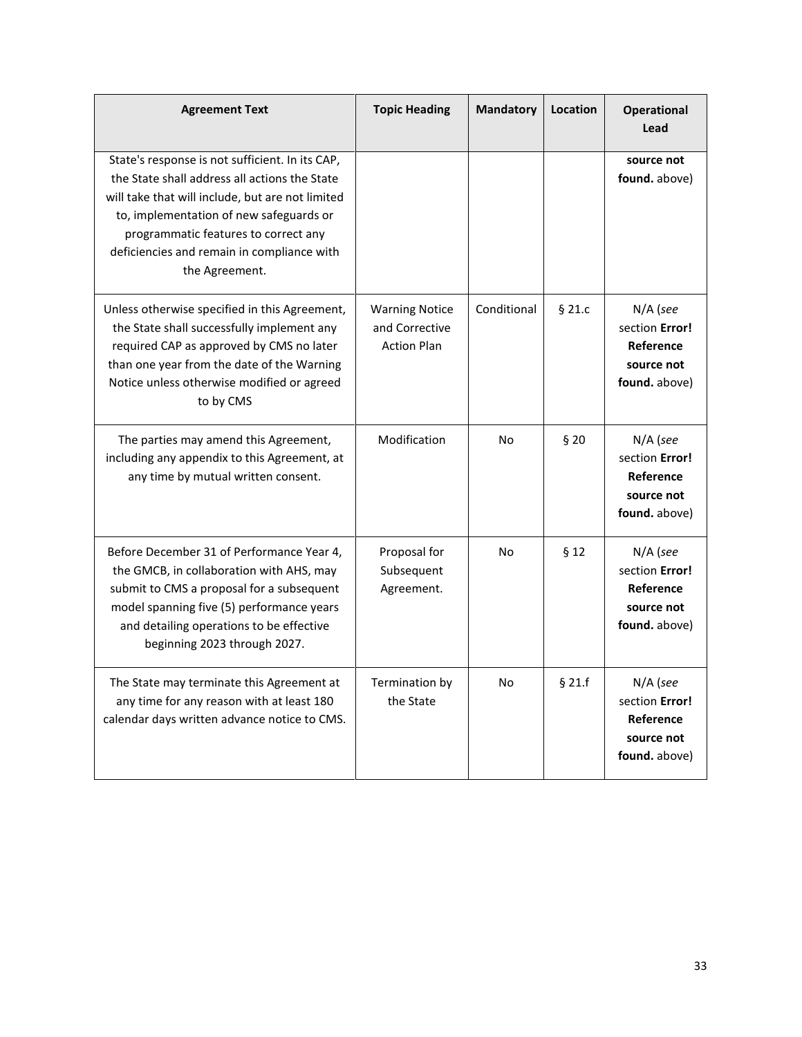| Agreement Text | Topic Heading | Mandatory | Location | Operational Lead |
|---|---|---|---|---|
| State's response is not sufficient. In its CAP, the State shall address all actions the State will take that will include, but are not limited to, implementation of new safeguards or programmatic features to correct any deficiencies and remain in compliance with the Agreement. | | | | **source not found.** above) |
| Unless otherwise specified in this Agreement, the State shall successfully implement any required CAP as approved by CMS no later than one year from the date of the Warning Notice unless otherwise modified or agreed to by CMS | Warning Notice and Corrective Action Plan | Conditional | § 21.c | N/A (*see* section **Error! Reference source not found.** above) |
| The parties may amend this Agreement, including any appendix to this Agreement, at any time by mutual written consent. | Modification | No | § 20 | N/A (*see* section **Error! Reference source not found.** above) |
| Before December 31 of Performance Year 4, the GMCB, in collaboration with AHS, may submit to CMS a proposal for a subsequent model spanning five (5) performance years and detailing operations to be effective beginning 2023 through 2027. | Proposal for Subsequent Agreement. | No | § 12 | N/A (*see* section **Error! Reference source not found.** above) |
| The State may terminate this Agreement at any time for any reason with at least 180 calendar days written advance notice to CMS. | Termination by the State | No | § 21.f | N/A (*see* section **Error! Reference source not found.** above) |